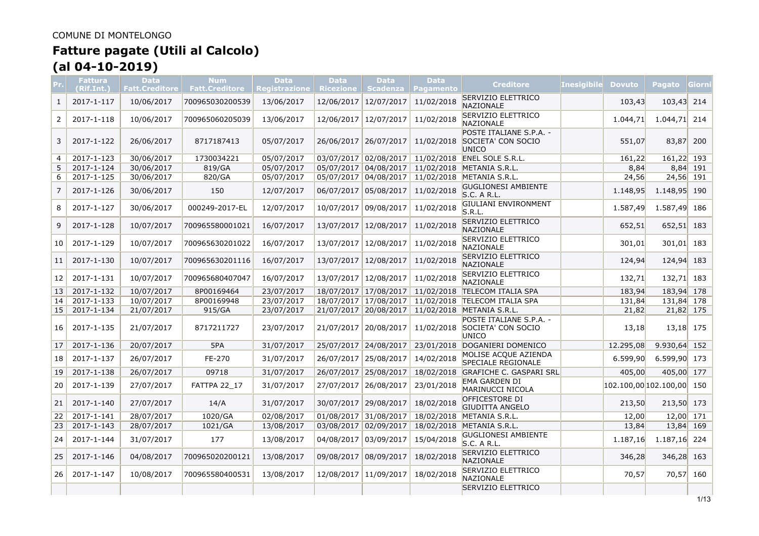COMUNE DI MONTELONGO

# Fatture pagate (Utili al Calcolo)
# (al 04-10-2019)

| Pr. | Fattura (Rif.Int.) | Data Fatt.Creditore | Num Fatt.Creditore | Data Registrazione | Data Ricezione | Data Scadenza | Data Pagamento | Creditore | Inesigibile | Dovuto | Pagato | Giorni |
|---|---|---|---|---|---|---|---|---|---|---|---|---|
| 1 | 2017-1-117 | 10/06/2017 | 700965030200539 | 13/06/2017 | 12/06/2017 | 12/07/2017 | 11/02/2018 | SERVIZIO ELETTRICO NAZIONALE | | 103,43 | 103,43 | 214 |
| 2 | 2017-1-118 | 10/06/2017 | 700965060205039 | 13/06/2017 | 12/06/2017 | 12/07/2017 | 11/02/2018 | SERVIZIO ELETTRICO NAZIONALE | | 1.044,71 | 1.044,71 | 214 |
| 3 | 2017-1-122 | 26/06/2017 | 8717187413 | 05/07/2017 | 26/06/2017 | 26/07/2017 | 11/02/2018 | POSTE ITALIANE S.P.A. - SOCIETA' CON SOCIO UNICO | | 551,07 | 83,87 | 200 |
| 4 | 2017-1-123 | 30/06/2017 | 1730034221 | 05/07/2017 | 03/07/2017 | 02/08/2017 | 11/02/2018 | ENEL SOLE S.R.L. | | 161,22 | 161,22 | 193 |
| 5 | 2017-1-124 | 30/06/2017 | 819/GA | 05/07/2017 | 05/07/2017 | 04/08/2017 | 11/02/2018 | METANIA S.R.L. | | 8,84 | 8,84 | 191 |
| 6 | 2017-1-125 | 30/06/2017 | 820/GA | 05/07/2017 | 05/07/2017 | 04/08/2017 | 11/02/2018 | METANIA S.R.L. | | 24,56 | 24,56 | 191 |
| 7 | 2017-1-126 | 30/06/2017 | 150 | 12/07/2017 | 06/07/2017 | 05/08/2017 | 11/02/2018 | GUGLIONESI AMBIENTE S.C. A R.L. | | 1.148,95 | 1.148,95 | 190 |
| 8 | 2017-1-127 | 30/06/2017 | 000249-2017-EL | 12/07/2017 | 10/07/2017 | 09/08/2017 | 11/02/2018 | GIULIANI ENVIRONMENT S.R.L. | | 1.587,49 | 1.587,49 | 186 |
| 9 | 2017-1-128 | 10/07/2017 | 700965580001021 | 16/07/2017 | 13/07/2017 | 12/08/2017 | 11/02/2018 | SERVIZIO ELETTRICO NAZIONALE | | 652,51 | 652,51 | 183 |
| 10 | 2017-1-129 | 10/07/2017 | 700965630201022 | 16/07/2017 | 13/07/2017 | 12/08/2017 | 11/02/2018 | SERVIZIO ELETTRICO NAZIONALE | | 301,01 | 301,01 | 183 |
| 11 | 2017-1-130 | 10/07/2017 | 700965630201116 | 16/07/2017 | 13/07/2017 | 12/08/2017 | 11/02/2018 | SERVIZIO ELETTRICO NAZIONALE | | 124,94 | 124,94 | 183 |
| 12 | 2017-1-131 | 10/07/2017 | 700965680407047 | 16/07/2017 | 13/07/2017 | 12/08/2017 | 11/02/2018 | SERVIZIO ELETTRICO NAZIONALE | | 132,71 | 132,71 | 183 |
| 13 | 2017-1-132 | 10/07/2017 | 8P00169464 | 23/07/2017 | 18/07/2017 | 17/08/2017 | 11/02/2018 | TELECOM ITALIA SPA | | 183,94 | 183,94 | 178 |
| 14 | 2017-1-133 | 10/07/2017 | 8P00169948 | 23/07/2017 | 18/07/2017 | 17/08/2017 | 11/02/2018 | TELECOM ITALIA SPA | | 131,84 | 131,84 | 178 |
| 15 | 2017-1-134 | 21/07/2017 | 915/GA | 23/07/2017 | 21/07/2017 | 20/08/2017 | 11/02/2018 | METANIA S.R.L. | | 21,82 | 21,82 | 175 |
| 16 | 2017-1-135 | 21/07/2017 | 8717211727 | 23/07/2017 | 21/07/2017 | 20/08/2017 | 11/02/2018 | POSTE ITALIANE S.P.A. - SOCIETA' CON SOCIO UNICO | | 13,18 | 13,18 | 175 |
| 17 | 2017-1-136 | 20/07/2017 | 5PA | 31/07/2017 | 25/07/2017 | 24/08/2017 | 23/01/2018 | DOGANIERI DOMENICO | | 12.295,08 | 9.930,64 | 152 |
| 18 | 2017-1-137 | 26/07/2017 | FE-270 | 31/07/2017 | 26/07/2017 | 25/08/2017 | 14/02/2018 | MOLISE ACQUE AZIENDA SPECIALE REGIONALE | | 6.599,90 | 6.599,90 | 173 |
| 19 | 2017-1-138 | 26/07/2017 | 09718 | 31/07/2017 | 26/07/2017 | 25/08/2017 | 18/02/2018 | GRAFICHE C. GASPARI SRL | | 405,00 | 405,00 | 177 |
| 20 | 2017-1-139 | 27/07/2017 | FATTPA 22_17 | 31/07/2017 | 27/07/2017 | 26/08/2017 | 23/01/2018 | EMA GARDEN DI MARINUCCI NICOLA | | 102.100,00 | 102.100,00 | 150 |
| 21 | 2017-1-140 | 27/07/2017 | 14/A | 31/07/2017 | 30/07/2017 | 29/08/2017 | 18/02/2018 | OFFICESTORE DI GIUDITTA ANGELO | | 213,50 | 213,50 | 173 |
| 22 | 2017-1-141 | 28/07/2017 | 1020/GA | 02/08/2017 | 01/08/2017 | 31/08/2017 | 18/02/2018 | METANIA S.R.L. | | 12,00 | 12,00 | 171 |
| 23 | 2017-1-143 | 28/07/2017 | 1021/GA | 13/08/2017 | 03/08/2017 | 02/09/2017 | 18/02/2018 | METANIA S.R.L. | | 13,84 | 13,84 | 169 |
| 24 | 2017-1-144 | 31/07/2017 | 177 | 13/08/2017 | 04/08/2017 | 03/09/2017 | 15/04/2018 | GUGLIONESI AMBIENTE S.C. A R.L. | | 1.187,16 | 1.187,16 | 224 |
| 25 | 2017-1-146 | 04/08/2017 | 700965020200121 | 13/08/2017 | 09/08/2017 | 08/09/2017 | 18/02/2018 | SERVIZIO ELETTRICO NAZIONALE | | 346,28 | 346,28 | 163 |
| 26 | 2017-1-147 | 10/08/2017 | 700965580400531 | 13/08/2017 | 12/08/2017 | 11/09/2017 | 18/02/2018 | SERVIZIO ELETTRICO NAZIONALE | | 70,57 | 70,57 | 160 |
| | | | | | | | | SERVIZIO ELETTRICO | | | | |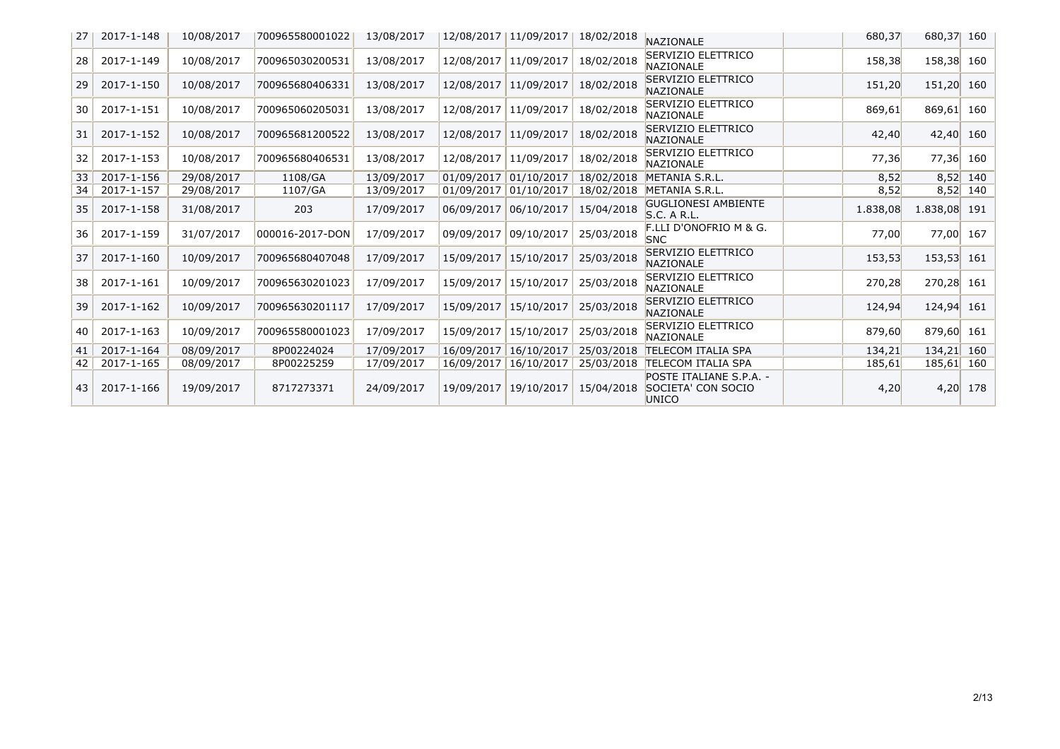| | | | | | | | | | | | | |
|---|---|---|---|---|---|---|---|---|---|---|---|---|
| 27 | 2017-1-148 | 10/08/2017 | 700965580001022 | 13/08/2017 | 12/08/2017 | 11/09/2017 | 18/02/2018 | NAZIONALE | | 680,37 | 680,37 | 160 |
| 28 | 2017-1-149 | 10/08/2017 | 700965030200531 | 13/08/2017 | 12/08/2017 | 11/09/2017 | 18/02/2018 | SERVIZIO ELETTRICO NAZIONALE | | 158,38 | 158,38 | 160 |
| 29 | 2017-1-150 | 10/08/2017 | 700965680406331 | 13/08/2017 | 12/08/2017 | 11/09/2017 | 18/02/2018 | SERVIZIO ELETTRICO NAZIONALE | | 151,20 | 151,20 | 160 |
| 30 | 2017-1-151 | 10/08/2017 | 700965060205031 | 13/08/2017 | 12/08/2017 | 11/09/2017 | 18/02/2018 | SERVIZIO ELETTRICO NAZIONALE | | 869,61 | 869,61 | 160 |
| 31 | 2017-1-152 | 10/08/2017 | 700965681200522 | 13/08/2017 | 12/08/2017 | 11/09/2017 | 18/02/2018 | SERVIZIO ELETTRICO NAZIONALE | | 42,40 | 42,40 | 160 |
| 32 | 2017-1-153 | 10/08/2017 | 700965680406531 | 13/08/2017 | 12/08/2017 | 11/09/2017 | 18/02/2018 | SERVIZIO ELETTRICO NAZIONALE | | 77,36 | 77,36 | 160 |
| 33 | 2017-1-156 | 29/08/2017 | 1108/GA | 13/09/2017 | 01/09/2017 | 01/10/2017 | 18/02/2018 | METANIA S.R.L. | | 8,52 | 8,52 | 140 |
| 34 | 2017-1-157 | 29/08/2017 | 1107/GA | 13/09/2017 | 01/09/2017 | 01/10/2017 | 18/02/2018 | METANIA S.R.L. | | 8,52 | 8,52 | 140 |
| 35 | 2017-1-158 | 31/08/2017 | 203 | 17/09/2017 | 06/09/2017 | 06/10/2017 | 15/04/2018 | GUGLIONESI AMBIENTE S.C. A R.L. | | 1.838,08 | 1.838,08 | 191 |
| 36 | 2017-1-159 | 31/07/2017 | 000016-2017-DON | 17/09/2017 | 09/09/2017 | 09/10/2017 | 25/03/2018 | F.LLI D'ONOFRIO M & G. SNC | | 77,00 | 77,00 | 167 |
| 37 | 2017-1-160 | 10/09/2017 | 700965680407048 | 17/09/2017 | 15/09/2017 | 15/10/2017 | 25/03/2018 | SERVIZIO ELETTRICO NAZIONALE | | 153,53 | 153,53 | 161 |
| 38 | 2017-1-161 | 10/09/2017 | 700965630201023 | 17/09/2017 | 15/09/2017 | 15/10/2017 | 25/03/2018 | SERVIZIO ELETTRICO NAZIONALE | | 270,28 | 270,28 | 161 |
| 39 | 2017-1-162 | 10/09/2017 | 700965630201117 | 17/09/2017 | 15/09/2017 | 15/10/2017 | 25/03/2018 | SERVIZIO ELETTRICO NAZIONALE | | 124,94 | 124,94 | 161 |
| 40 | 2017-1-163 | 10/09/2017 | 700965580001023 | 17/09/2017 | 15/09/2017 | 15/10/2017 | 25/03/2018 | SERVIZIO ELETTRICO NAZIONALE | | 879,60 | 879,60 | 161 |
| 41 | 2017-1-164 | 08/09/2017 | 8P00224024 | 17/09/2017 | 16/09/2017 | 16/10/2017 | 25/03/2018 | TELECOM ITALIA SPA | | 134,21 | 134,21 | 160 |
| 42 | 2017-1-165 | 08/09/2017 | 8P00225259 | 17/09/2017 | 16/09/2017 | 16/10/2017 | 25/03/2018 | TELECOM ITALIA SPA | | 185,61 | 185,61 | 160 |
| 43 | 2017-1-166 | 19/09/2017 | 8717273371 | 24/09/2017 | 19/09/2017 | 19/10/2017 | 15/04/2018 | POSTE ITALIANE S.P.A. - SOCIETA' CON SOCIO UNICO | | 4,20 | 4,20 | 178 |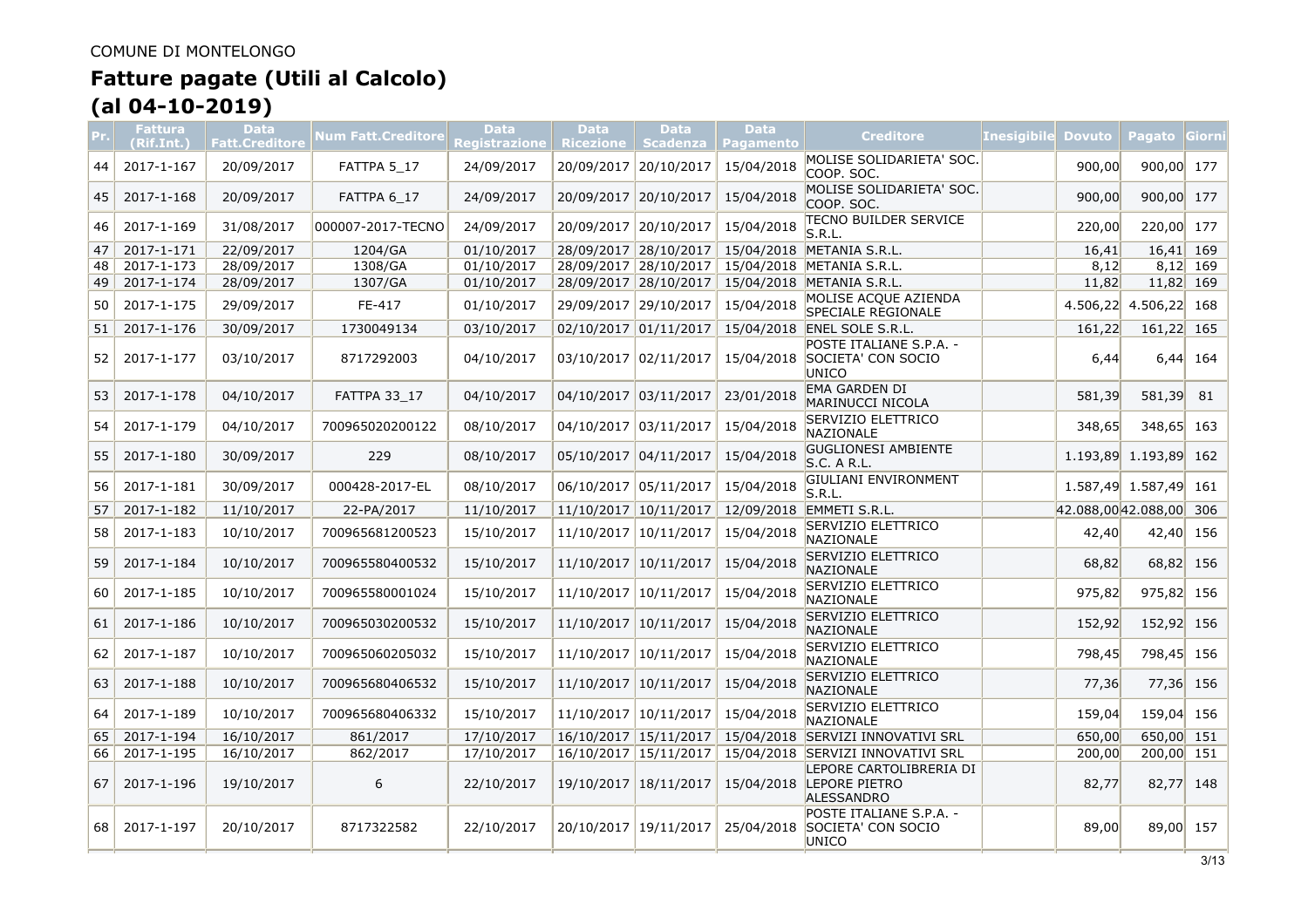COMUNE DI MONTELONGO

# Fatture pagate (Utili al Calcolo)
# (al 04-10-2019)

| Pr. | Fattura (Rif.Int.) | Data Fatt.Creditore | Num Fatt.Creditore | Data Registrazione | Data Ricezione | Data Scadenza | Data Pagamento | Creditore | Inesigibile | Dovuto | Pagato | Giorni |
|---|---|---|---|---|---|---|---|---|---|---|---|---|
| 44 | 2017-1-167 | 20/09/2017 | FATTPA 5_17 | 24/09/2017 | 20/09/2017 | 20/10/2017 | 15/04/2018 | MOLISE SOLIDARIETA' SOC. COOP. SOC. | | 900,00 | 900,00 | 177 |
| 45 | 2017-1-168 | 20/09/2017 | FATTPA 6_17 | 24/09/2017 | 20/09/2017 | 20/10/2017 | 15/04/2018 | MOLISE SOLIDARIETA' SOC. COOP. SOC. | | 900,00 | 900,00 | 177 |
| 46 | 2017-1-169 | 31/08/2017 | 000007-2017-TECNO | 24/09/2017 | 20/09/2017 | 20/10/2017 | 15/04/2018 | TECNO BUILDER SERVICE S.R.L. | | 220,00 | 220,00 | 177 |
| 47 | 2017-1-171 | 22/09/2017 | 1204/GA | 01/10/2017 | 28/09/2017 | 28/10/2017 | 15/04/2018 | METANIA S.R.L. | | 16,41 | 16,41 | 169 |
| 48 | 2017-1-173 | 28/09/2017 | 1308/GA | 01/10/2017 | 28/09/2017 | 28/10/2017 | 15/04/2018 | METANIA S.R.L. | | 8,12 | 8,12 | 169 |
| 49 | 2017-1-174 | 28/09/2017 | 1307/GA | 01/10/2017 | 28/09/2017 | 28/10/2017 | 15/04/2018 | METANIA S.R.L. | | 11,82 | 11,82 | 169 |
| 50 | 2017-1-175 | 29/09/2017 | FE-417 | 01/10/2017 | 29/09/2017 | 29/10/2017 | 15/04/2018 | MOLISE ACQUE AZIENDA SPECIALE REGIONALE | | 4.506,22 | 4.506,22 | 168 |
| 51 | 2017-1-176 | 30/09/2017 | 1730049134 | 03/10/2017 | 02/10/2017 | 01/11/2017 | 15/04/2018 | ENEL SOLE S.R.L. | | 161,22 | 161,22 | 165 |
| 52 | 2017-1-177 | 03/10/2017 | 8717292003 | 04/10/2017 | 03/10/2017 | 02/11/2017 | 15/04/2018 | POSTE ITALIANE S.P.A. - SOCIETA' CON SOCIO UNICO | | 6,44 | 6,44 | 164 |
| 53 | 2017-1-178 | 04/10/2017 | FATTPA 33_17 | 04/10/2017 | 04/10/2017 | 03/11/2017 | 23/01/2018 | EMA GARDEN DI MARINUCCI NICOLA | | 581,39 | 581,39 | 81 |
| 54 | 2017-1-179 | 04/10/2017 | 700965020200122 | 08/10/2017 | 04/10/2017 | 03/11/2017 | 15/04/2018 | SERVIZIO ELETTRICO NAZIONALE | | 348,65 | 348,65 | 163 |
| 55 | 2017-1-180 | 30/09/2017 | 229 | 08/10/2017 | 05/10/2017 | 04/11/2017 | 15/04/2018 | GUGLIONESI AMBIENTE S.C. A R.L. | | 1.193,89 | 1.193,89 | 162 |
| 56 | 2017-1-181 | 30/09/2017 | 000428-2017-EL | 08/10/2017 | 06/10/2017 | 05/11/2017 | 15/04/2018 | GIULIANI ENVIRONMENT S.R.L. | | 1.587,49 | 1.587,49 | 161 |
| 57 | 2017-1-182 | 11/10/2017 | 22-PA/2017 | 11/10/2017 | 11/10/2017 | 10/11/2017 | 12/09/2018 | EMMETI S.R.L. | | 42.088,00 | 42.088,00 | 306 |
| 58 | 2017-1-183 | 10/10/2017 | 700965681200523 | 15/10/2017 | 11/10/2017 | 10/11/2017 | 15/04/2018 | SERVIZIO ELETTRICO NAZIONALE | | 42,40 | 42,40 | 156 |
| 59 | 2017-1-184 | 10/10/2017 | 700965580400532 | 15/10/2017 | 11/10/2017 | 10/11/2017 | 15/04/2018 | SERVIZIO ELETTRICO NAZIONALE | | 68,82 | 68,82 | 156 |
| 60 | 2017-1-185 | 10/10/2017 | 700965580001024 | 15/10/2017 | 11/10/2017 | 10/11/2017 | 15/04/2018 | SERVIZIO ELETTRICO NAZIONALE | | 975,82 | 975,82 | 156 |
| 61 | 2017-1-186 | 10/10/2017 | 700965030200532 | 15/10/2017 | 11/10/2017 | 10/11/2017 | 15/04/2018 | SERVIZIO ELETTRICO NAZIONALE | | 152,92 | 152,92 | 156 |
| 62 | 2017-1-187 | 10/10/2017 | 700965060205032 | 15/10/2017 | 11/10/2017 | 10/11/2017 | 15/04/2018 | SERVIZIO ELETTRICO NAZIONALE | | 798,45 | 798,45 | 156 |
| 63 | 2017-1-188 | 10/10/2017 | 700965680406532 | 15/10/2017 | 11/10/2017 | 10/11/2017 | 15/04/2018 | SERVIZIO ELETTRICO NAZIONALE | | 77,36 | 77,36 | 156 |
| 64 | 2017-1-189 | 10/10/2017 | 700965680406332 | 15/10/2017 | 11/10/2017 | 10/11/2017 | 15/04/2018 | SERVIZIO ELETTRICO NAZIONALE | | 159,04 | 159,04 | 156 |
| 65 | 2017-1-194 | 16/10/2017 | 861/2017 | 17/10/2017 | 16/10/2017 | 15/11/2017 | 15/04/2018 | SERVIZI INNOVATIVI SRL | | 650,00 | 650,00 | 151 |
| 66 | 2017-1-195 | 16/10/2017 | 862/2017 | 17/10/2017 | 16/10/2017 | 15/11/2017 | 15/04/2018 | SERVIZI INNOVATIVI SRL | | 200,00 | 200,00 | 151 |
| 67 | 2017-1-196 | 19/10/2017 | 6 | 22/10/2017 | 19/10/2017 | 18/11/2017 | 15/04/2018 | LEPORE CARTOLIBRERIA DI LEPORE PIETRO ALESSANDRO | | 82,77 | 82,77 | 148 |
| 68 | 2017-1-197 | 20/10/2017 | 8717322582 | 22/10/2017 | 20/10/2017 | 19/11/2017 | 25/04/2018 | POSTE ITALIANE S.P.A. - SOCIETA' CON SOCIO UNICO | | 89,00 | 89,00 | 157 |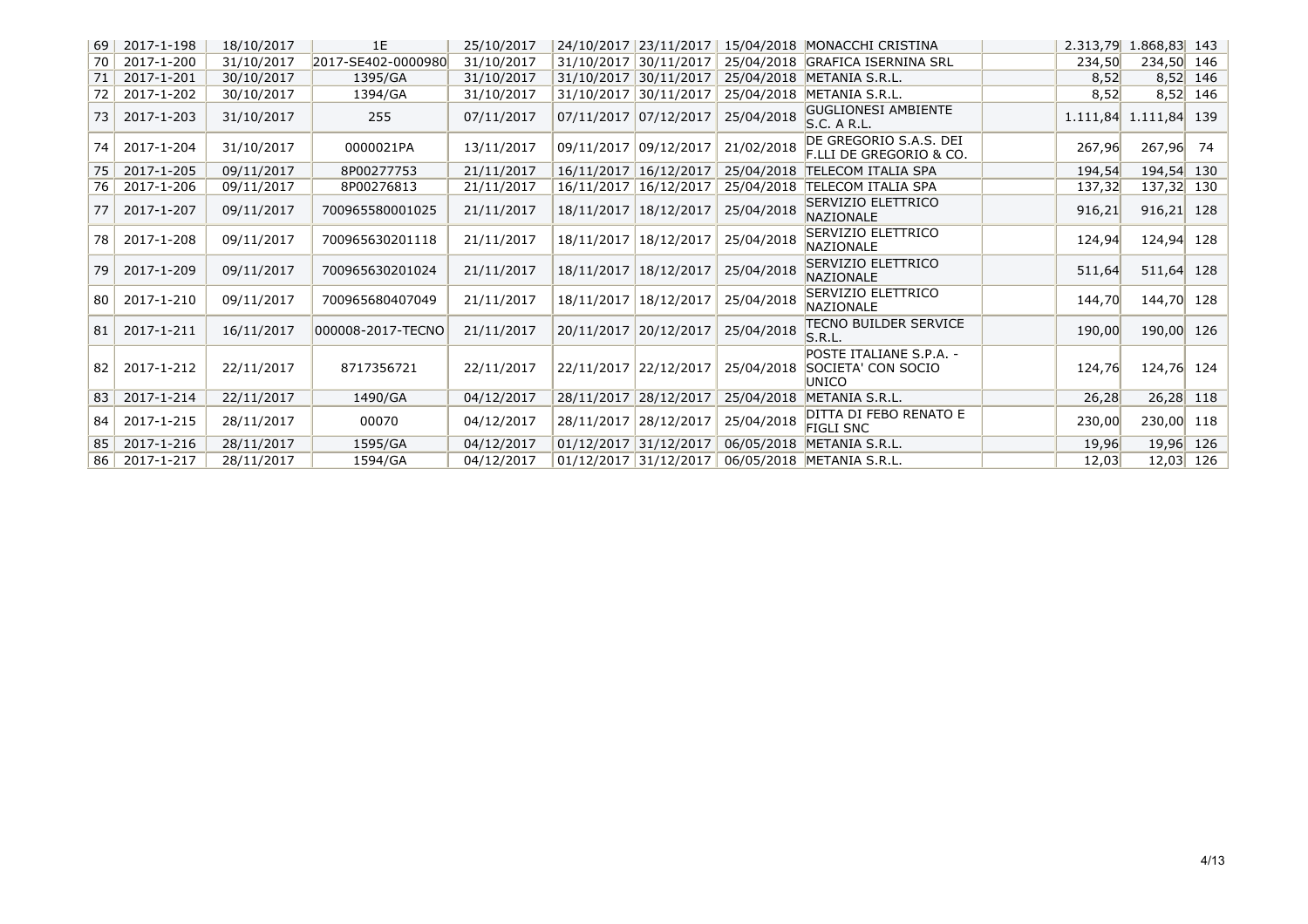| | | | | | | | | | | | | |
|---|---|---|---|---|---|---|---|---|---|---|---|---|
| 69 | 2017-1-198 | 18/10/2017 | 1E | 25/10/2017 | 24/10/2017 | 23/11/2017 | 15/04/2018 | MONACCHI CRISTINA | | 2.313,79 | 1.868,83 | 143 |
| 70 | 2017-1-200 | 31/10/2017 | 2017-SE402-0000980 | 31/10/2017 | 31/10/2017 | 30/11/2017 | 25/04/2018 | GRAFICA ISERNINA SRL | | 234,50 | 234,50 | 146 |
| 71 | 2017-1-201 | 30/10/2017 | 1395/GA | 31/10/2017 | 31/10/2017 | 30/11/2017 | 25/04/2018 | METANIA S.R.L. | | 8,52 | 8,52 | 146 |
| 72 | 2017-1-202 | 30/10/2017 | 1394/GA | 31/10/2017 | 31/10/2017 | 30/11/2017 | 25/04/2018 | METANIA S.R.L. | | 8,52 | 8,52 | 146 |
| 73 | 2017-1-203 | 31/10/2017 | 255 | 07/11/2017 | 07/11/2017 | 07/12/2017 | 25/04/2018 | GUGLIONESI AMBIENTE S.C. A R.L. | | 1.111,84 | 1.111,84 | 139 |
| 74 | 2017-1-204 | 31/10/2017 | 0000021PA | 13/11/2017 | 09/11/2017 | 09/12/2017 | 21/02/2018 | DE GREGORIO S.A.S. DEI F.LLI DE GREGORIO & CO. | | 267,96 | 267,96 | 74 |
| 75 | 2017-1-205 | 09/11/2017 | 8P00277753 | 21/11/2017 | 16/11/2017 | 16/12/2017 | 25/04/2018 | TELECOM ITALIA SPA | | 194,54 | 194,54 | 130 |
| 76 | 2017-1-206 | 09/11/2017 | 8P00276813 | 21/11/2017 | 16/11/2017 | 16/12/2017 | 25/04/2018 | TELECOM ITALIA SPA | | 137,32 | 137,32 | 130 |
| 77 | 2017-1-207 | 09/11/2017 | 700965580001025 | 21/11/2017 | 18/11/2017 | 18/12/2017 | 25/04/2018 | SERVIZIO ELETTRICO NAZIONALE | | 916,21 | 916,21 | 128 |
| 78 | 2017-1-208 | 09/11/2017 | 700965630201118 | 21/11/2017 | 18/11/2017 | 18/12/2017 | 25/04/2018 | SERVIZIO ELETTRICO NAZIONALE | | 124,94 | 124,94 | 128 |
| 79 | 2017-1-209 | 09/11/2017 | 700965630201024 | 21/11/2017 | 18/11/2017 | 18/12/2017 | 25/04/2018 | SERVIZIO ELETTRICO NAZIONALE | | 511,64 | 511,64 | 128 |
| 80 | 2017-1-210 | 09/11/2017 | 700965680407049 | 21/11/2017 | 18/11/2017 | 18/12/2017 | 25/04/2018 | SERVIZIO ELETTRICO NAZIONALE | | 144,70 | 144,70 | 128 |
| 81 | 2017-1-211 | 16/11/2017 | 000008-2017-TECNO | 21/11/2017 | 20/11/2017 | 20/12/2017 | 25/04/2018 | TECNO BUILDER SERVICE S.R.L. | | 190,00 | 190,00 | 126 |
| 82 | 2017-1-212 | 22/11/2017 | 8717356721 | 22/11/2017 | 22/11/2017 | 22/12/2017 | 25/04/2018 | POSTE ITALIANE S.P.A. - SOCIETA' CON SOCIO UNICO | | 124,76 | 124,76 | 124 |
| 83 | 2017-1-214 | 22/11/2017 | 1490/GA | 04/12/2017 | 28/11/2017 | 28/12/2017 | 25/04/2018 | METANIA S.R.L. | | 26,28 | 26,28 | 118 |
| 84 | 2017-1-215 | 28/11/2017 | 00070 | 04/12/2017 | 28/11/2017 | 28/12/2017 | 25/04/2018 | DITTA DI FEBO RENATO E FIGLI SNC | | 230,00 | 230,00 | 118 |
| 85 | 2017-1-216 | 28/11/2017 | 1595/GA | 04/12/2017 | 01/12/2017 | 31/12/2017 | 06/05/2018 | METANIA S.R.L. | | 19,96 | 19,96 | 126 |
| 86 | 2017-1-217 | 28/11/2017 | 1594/GA | 04/12/2017 | 01/12/2017 | 31/12/2017 | 06/05/2018 | METANIA S.R.L. | | 12,03 | 12,03 | 126 |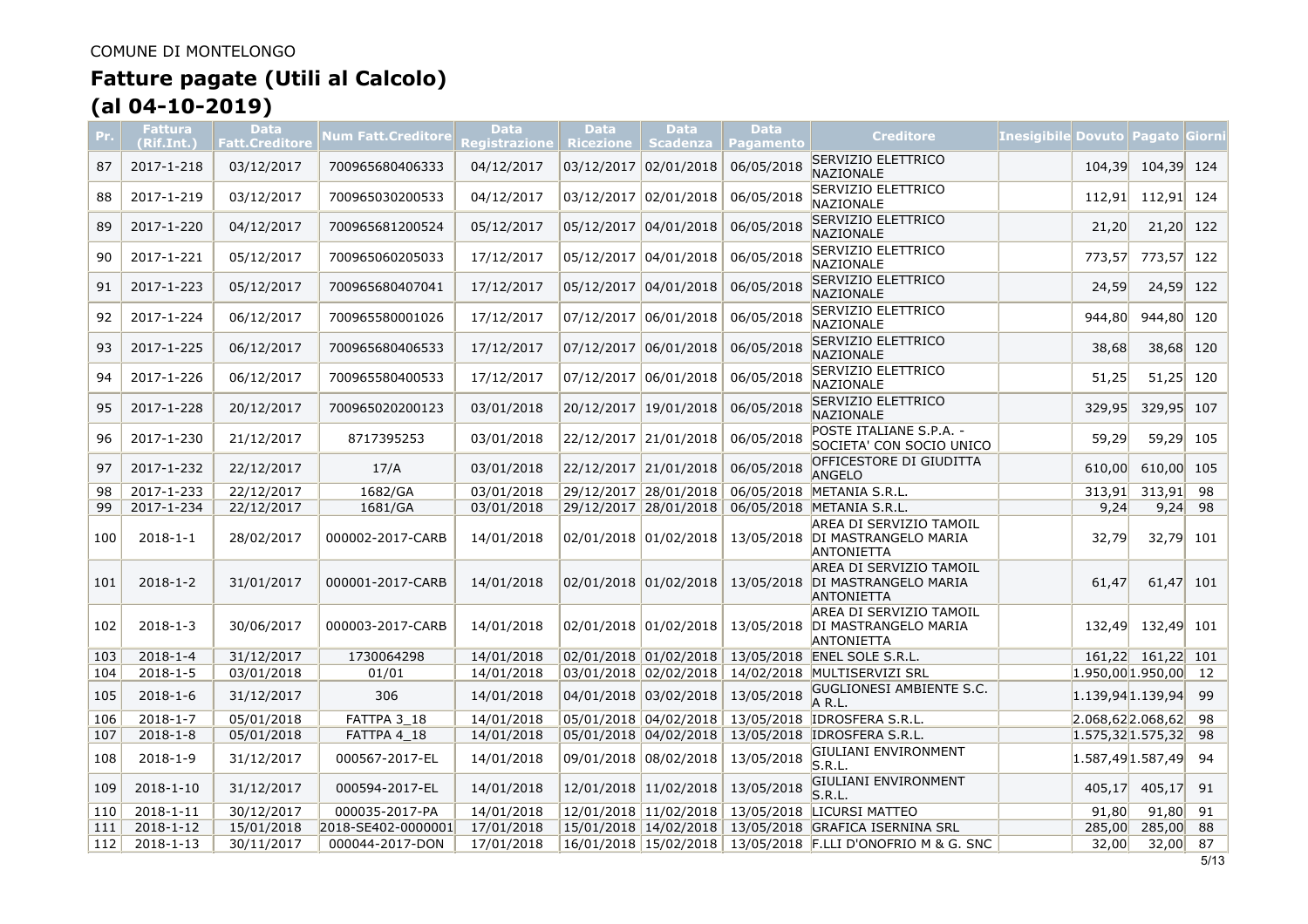COMUNE DI MONTELONGO

# Fatture pagate (Utili al Calcolo)
# (al 04-10-2019)

| Pr. | Fattura (Rif.Int.) | Data Fatt.Creditore | Num Fatt.Creditore | Data Registrazione | Data Ricezione | Data Scadenza | Data Pagamento | Creditore | Inesigibile | Dovuto | Pagato | Giorni |
|---|---|---|---|---|---|---|---|---|---|---|---|---|
| 87 | 2017-1-218 | 03/12/2017 | 700965680406333 | 04/12/2017 | 03/12/2017 | 02/01/2018 | 06/05/2018 | SERVIZIO ELETTRICO NAZIONALE | | 104,39 | 104,39 | 124 |
| 88 | 2017-1-219 | 03/12/2017 | 700965030200533 | 04/12/2017 | 03/12/2017 | 02/01/2018 | 06/05/2018 | SERVIZIO ELETTRICO NAZIONALE | | 112,91 | 112,91 | 124 |
| 89 | 2017-1-220 | 04/12/2017 | 700965681200524 | 05/12/2017 | 05/12/2017 | 04/01/2018 | 06/05/2018 | SERVIZIO ELETTRICO NAZIONALE | | 21,20 | 21,20 | 122 |
| 90 | 2017-1-221 | 05/12/2017 | 700965060205033 | 17/12/2017 | 05/12/2017 | 04/01/2018 | 06/05/2018 | SERVIZIO ELETTRICO NAZIONALE | | 773,57 | 773,57 | 122 |
| 91 | 2017-1-223 | 05/12/2017 | 700965680407041 | 17/12/2017 | 05/12/2017 | 04/01/2018 | 06/05/2018 | SERVIZIO ELETTRICO NAZIONALE | | 24,59 | 24,59 | 122 |
| 92 | 2017-1-224 | 06/12/2017 | 700965580001026 | 17/12/2017 | 07/12/2017 | 06/01/2018 | 06/05/2018 | SERVIZIO ELETTRICO NAZIONALE | | 944,80 | 944,80 | 120 |
| 93 | 2017-1-225 | 06/12/2017 | 700965680406533 | 17/12/2017 | 07/12/2017 | 06/01/2018 | 06/05/2018 | SERVIZIO ELETTRICO NAZIONALE | | 38,68 | 38,68 | 120 |
| 94 | 2017-1-226 | 06/12/2017 | 700965580400533 | 17/12/2017 | 07/12/2017 | 06/01/2018 | 06/05/2018 | SERVIZIO ELETTRICO NAZIONALE | | 51,25 | 51,25 | 120 |
| 95 | 2017-1-228 | 20/12/2017 | 700965020200123 | 03/01/2018 | 20/12/2017 | 19/01/2018 | 06/05/2018 | SERVIZIO ELETTRICO NAZIONALE | | 329,95 | 329,95 | 107 |
| 96 | 2017-1-230 | 21/12/2017 | 8717395253 | 03/01/2018 | 22/12/2017 | 21/01/2018 | 06/05/2018 | POSTE ITALIANE S.P.A. - SOCIETA' CON SOCIO UNICO | | 59,29 | 59,29 | 105 |
| 97 | 2017-1-232 | 22/12/2017 | 17/A | 03/01/2018 | 22/12/2017 | 21/01/2018 | 06/05/2018 | OFFICESTORE DI GIUDITTA ANGELO | | 610,00 | 610,00 | 105 |
| 98 | 2017-1-233 | 22/12/2017 | 1682/GA | 03/01/2018 | 29/12/2017 | 28/01/2018 | 06/05/2018 | METANIA S.R.L. | | 313,91 | 313,91 | 98 |
| 99 | 2017-1-234 | 22/12/2017 | 1681/GA | 03/01/2018 | 29/12/2017 | 28/01/2018 | 06/05/2018 | METANIA S.R.L. | | 9,24 | 9,24 | 98 |
| 100 | 2018-1-1 | 28/02/2017 | 000002-2017-CARB | 14/01/2018 | 02/01/2018 | 01/02/2018 | 13/05/2018 | AREA DI SERVIZIO TAMOIL DI MASTRANGELO MARIA ANTONIETTA | | 32,79 | 32,79 | 101 |
| 101 | 2018-1-2 | 31/01/2017 | 000001-2017-CARB | 14/01/2018 | 02/01/2018 | 01/02/2018 | 13/05/2018 | AREA DI SERVIZIO TAMOIL DI MASTRANGELO MARIA ANTONIETTA | | 61,47 | 61,47 | 101 |
| 102 | 2018-1-3 | 30/06/2017 | 000003-2017-CARB | 14/01/2018 | 02/01/2018 | 01/02/2018 | 13/05/2018 | AREA DI SERVIZIO TAMOIL DI MASTRANGELO MARIA ANTONIETTA | | 132,49 | 132,49 | 101 |
| 103 | 2018-1-4 | 31/12/2017 | 1730064298 | 14/01/2018 | 02/01/2018 | 01/02/2018 | 13/05/2018 | ENEL SOLE S.R.L. | | 161,22 | 161,22 | 101 |
| 104 | 2018-1-5 | 03/01/2018 | 01/01 | 14/01/2018 | 03/01/2018 | 02/02/2018 | 14/02/2018 | MULTISERVIZI SRL | | 1.950,00 | 1.950,00 | 12 |
| 105 | 2018-1-6 | 31/12/2017 | 306 | 14/01/2018 | 04/01/2018 | 03/02/2018 | 13/05/2018 | GUGLIONESI AMBIENTE S.C. A R.L. | | 1.139,94 | 1.139,94 | 99 |
| 106 | 2018-1-7 | 05/01/2018 | FATTPA 3_18 | 14/01/2018 | 05/01/2018 | 04/02/2018 | 13/05/2018 | IDROSFERA S.R.L. | | 2.068,62 | 2.068,62 | 98 |
| 107 | 2018-1-8 | 05/01/2018 | FATTPA 4_18 | 14/01/2018 | 05/01/2018 | 04/02/2018 | 13/05/2018 | IDROSFERA S.R.L. | | 1.575,32 | 1.575,32 | 98 |
| 108 | 2018-1-9 | 31/12/2017 | 000567-2017-EL | 14/01/2018 | 09/01/2018 | 08/02/2018 | 13/05/2018 | GIULIANI ENVIRONMENT S.R.L. | | 1.587,49 | 1.587,49 | 94 |
| 109 | 2018-1-10 | 31/12/2017 | 000594-2017-EL | 14/01/2018 | 12/01/2018 | 11/02/2018 | 13/05/2018 | GIULIANI ENVIRONMENT S.R.L. | | 405,17 | 405,17 | 91 |
| 110 | 2018-1-11 | 30/12/2017 | 000035-2017-PA | 14/01/2018 | 12/01/2018 | 11/02/2018 | 13/05/2018 | LICURSI MATTEO | | 91,80 | 91,80 | 91 |
| 111 | 2018-1-12 | 15/01/2018 | 2018-SE402-0000001 | 17/01/2018 | 15/01/2018 | 14/02/2018 | 13/05/2018 | GRAFICA ISERNINA SRL | | 285,00 | 285,00 | 88 |
| 112 | 2018-1-13 | 30/11/2017 | 000044-2017-DON | 17/01/2018 | 16/01/2018 | 15/02/2018 | 13/05/2018 | F.LLI D'ONOFRIO M & G. SNC | | 32,00 | 32,00 | 87 |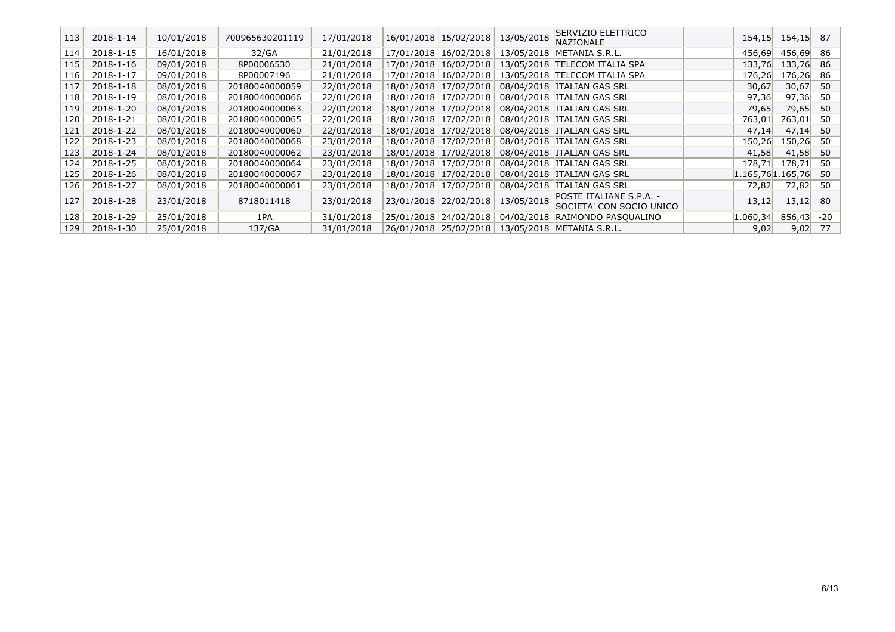| | | | | | | | | | | | | |
|---|---|---|---|---|---|---|---|---|---|---|---|---|
| 113 | 2018-1-14 | 10/01/2018 | 700965630201119 | 17/01/2018 | 16/01/2018 | 15/02/2018 | 13/05/2018 | SERVIZIO ELETTRICO NAZIONALE | | 154,15 | 154,15 | 87 |
| 114 | 2018-1-15 | 16/01/2018 | 32/GA | 21/01/2018 | 17/01/2018 | 16/02/2018 | 13/05/2018 | METANIA S.R.L. | | 456,69 | 456,69 | 86 |
| 115 | 2018-1-16 | 09/01/2018 | 8P00006530 | 21/01/2018 | 17/01/2018 | 16/02/2018 | 13/05/2018 | TELECOM ITALIA SPA | | 133,76 | 133,76 | 86 |
| 116 | 2018-1-17 | 09/01/2018 | 8P00007196 | 21/01/2018 | 17/01/2018 | 16/02/2018 | 13/05/2018 | TELECOM ITALIA SPA | | 176,26 | 176,26 | 86 |
| 117 | 2018-1-18 | 08/01/2018 | 20180040000059 | 22/01/2018 | 18/01/2018 | 17/02/2018 | 08/04/2018 | ITALIAN GAS SRL | | 30,67 | 30,67 | 50 |
| 118 | 2018-1-19 | 08/01/2018 | 20180040000066 | 22/01/2018 | 18/01/2018 | 17/02/2018 | 08/04/2018 | ITALIAN GAS SRL | | 97,36 | 97,36 | 50 |
| 119 | 2018-1-20 | 08/01/2018 | 20180040000063 | 22/01/2018 | 18/01/2018 | 17/02/2018 | 08/04/2018 | ITALIAN GAS SRL | | 79,65 | 79,65 | 50 |
| 120 | 2018-1-21 | 08/01/2018 | 20180040000065 | 22/01/2018 | 18/01/2018 | 17/02/2018 | 08/04/2018 | ITALIAN GAS SRL | | 763,01 | 763,01 | 50 |
| 121 | 2018-1-22 | 08/01/2018 | 20180040000060 | 22/01/2018 | 18/01/2018 | 17/02/2018 | 08/04/2018 | ITALIAN GAS SRL | | 47,14 | 47,14 | 50 |
| 122 | 2018-1-23 | 08/01/2018 | 20180040000068 | 23/01/2018 | 18/01/2018 | 17/02/2018 | 08/04/2018 | ITALIAN GAS SRL | | 150,26 | 150,26 | 50 |
| 123 | 2018-1-24 | 08/01/2018 | 20180040000062 | 23/01/2018 | 18/01/2018 | 17/02/2018 | 08/04/2018 | ITALIAN GAS SRL | | 41,58 | 41,58 | 50 |
| 124 | 2018-1-25 | 08/01/2018 | 20180040000064 | 23/01/2018 | 18/01/2018 | 17/02/2018 | 08/04/2018 | ITALIAN GAS SRL | | 178,71 | 178,71 | 50 |
| 125 | 2018-1-26 | 08/01/2018 | 20180040000067 | 23/01/2018 | 18/01/2018 | 17/02/2018 | 08/04/2018 | ITALIAN GAS SRL | | 1.165,76 | 1.165,76 | 50 |
| 126 | 2018-1-27 | 08/01/2018 | 20180040000061 | 23/01/2018 | 18/01/2018 | 17/02/2018 | 08/04/2018 | ITALIAN GAS SRL | | 72,82 | 72,82 | 50 |
| 127 | 2018-1-28 | 23/01/2018 | 8718011418 | 23/01/2018 | 23/01/2018 | 22/02/2018 | 13/05/2018 | POSTE ITALIANE S.P.A. - SOCIETA' CON SOCIO UNICO | | 13,12 | 13,12 | 80 |
| 128 | 2018-1-29 | 25/01/2018 | 1PA | 31/01/2018 | 25/01/2018 | 24/02/2018 | 04/02/2018 | RAIMONDO PASQUALINO | | 1.060,34 | 856,43 | -20 |
| 129 | 2018-1-30 | 25/01/2018 | 137/GA | 31/01/2018 | 26/01/2018 | 25/02/2018 | 13/05/2018 | METANIA S.R.L. | | 9,02 | 9,02 | 77 |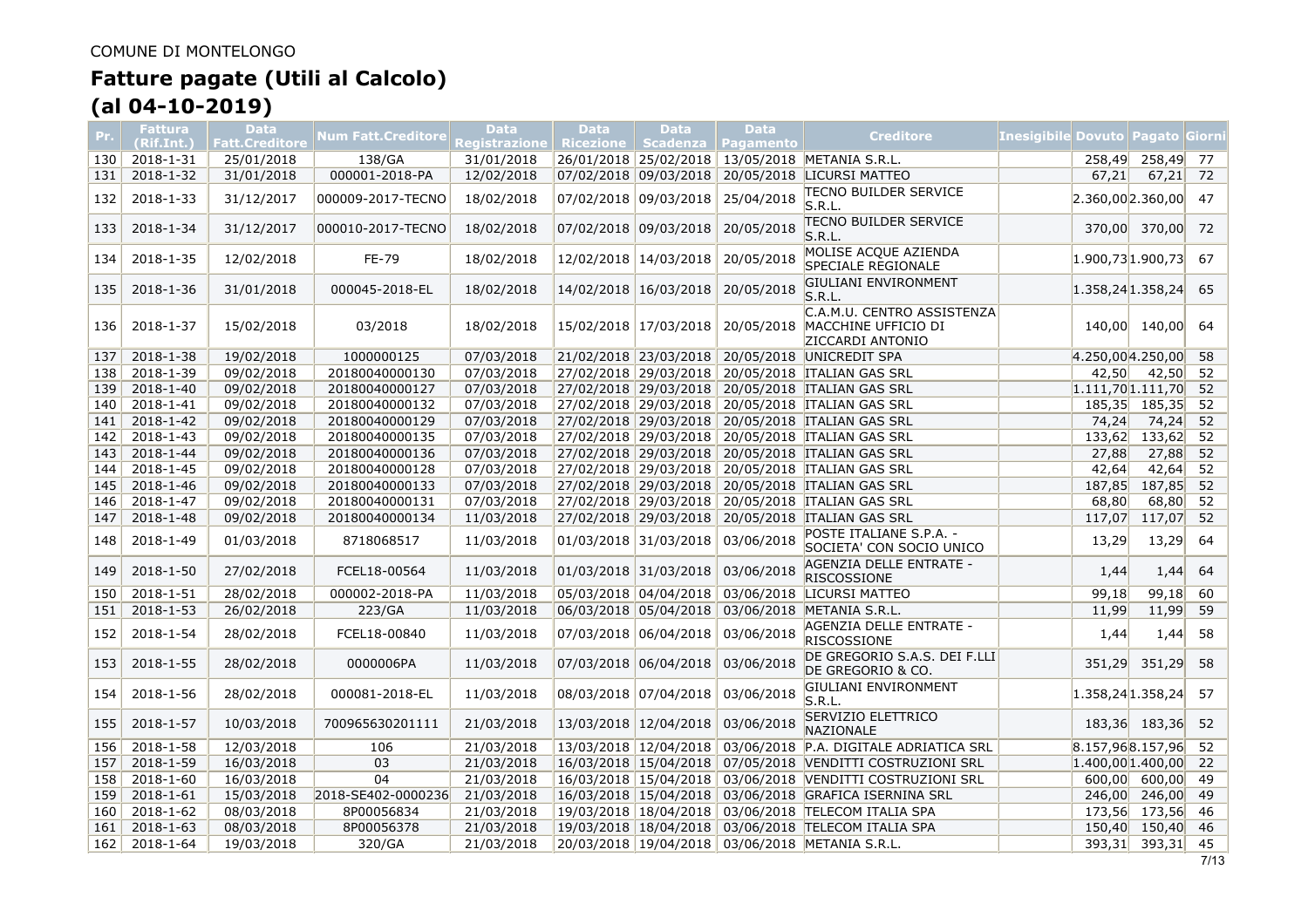COMUNE DI MONTELONGO

# Fatture pagate (Utili al Calcolo)
# (al 04-10-2019)

| Pr. | Fattura (Rif.Int.) | Data Fatt.Creditore | Num Fatt.Creditore | Data Registrazione | Data Ricezione | Data Scadenza | Data Pagamento | Creditore | Inesigibile | Dovuto | Pagato | Giorni |
|---|---|---|---|---|---|---|---|---|---|---|---|---|
| 130 | 2018-1-31 | 25/01/2018 | 138/GA | 31/01/2018 | 26/01/2018 | 25/02/2018 | 13/05/2018 | METANIA S.R.L. | | 258,49 | 258,49 | 77 |
| 131 | 2018-1-32 | 31/01/2018 | 000001-2018-PA | 12/02/2018 | 07/02/2018 | 09/03/2018 | 20/05/2018 | LICURSI MATTEO | | 67,21 | 67,21 | 72 |
| 132 | 2018-1-33 | 31/12/2017 | 000009-2017-TECNO | 18/02/2018 | 07/02/2018 | 09/03/2018 | 25/04/2018 | TECNO BUILDER SERVICE S.R.L. | | 2.360,00 | 2.360,00 | 47 |
| 133 | 2018-1-34 | 31/12/2017 | 000010-2017-TECNO | 18/02/2018 | 07/02/2018 | 09/03/2018 | 20/05/2018 | TECNO BUILDER SERVICE S.R.L. | | 370,00 | 370,00 | 72 |
| 134 | 2018-1-35 | 12/02/2018 | FE-79 | 18/02/2018 | 12/02/2018 | 14/03/2018 | 20/05/2018 | MOLISE ACQUE AZIENDA SPECIALE REGIONALE | | 1.900,73 | 1.900,73 | 67 |
| 135 | 2018-1-36 | 31/01/2018 | 000045-2018-EL | 18/02/2018 | 14/02/2018 | 16/03/2018 | 20/05/2018 | GIULIANI ENVIRONMENT S.R.L. | | 1.358,24 | 1.358,24 | 65 |
| 136 | 2018-1-37 | 15/02/2018 | 03/2018 | 18/02/2018 | 15/02/2018 | 17/03/2018 | 20/05/2018 | C.A.M.U. CENTRO ASSISTENZA MACCHINE UFFICIO DI ZICCARDI ANTONIO | | 140,00 | 140,00 | 64 |
| 137 | 2018-1-38 | 19/02/2018 | 1000000125 | 07/03/2018 | 21/02/2018 | 23/03/2018 | 20/05/2018 | UNICREDIT SPA | | 4.250,00 | 4.250,00 | 58 |
| 138 | 2018-1-39 | 09/02/2018 | 20180040000130 | 07/03/2018 | 27/02/2018 | 29/03/2018 | 20/05/2018 | ITALIAN GAS SRL | | 42,50 | 42,50 | 52 |
| 139 | 2018-1-40 | 09/02/2018 | 20180040000127 | 07/03/2018 | 27/02/2018 | 29/03/2018 | 20/05/2018 | ITALIAN GAS SRL | | 1.111,70 | 1.111,70 | 52 |
| 140 | 2018-1-41 | 09/02/2018 | 20180040000132 | 07/03/2018 | 27/02/2018 | 29/03/2018 | 20/05/2018 | ITALIAN GAS SRL | | 185,35 | 185,35 | 52 |
| 141 | 2018-1-42 | 09/02/2018 | 20180040000129 | 07/03/2018 | 27/02/2018 | 29/03/2018 | 20/05/2018 | ITALIAN GAS SRL | | 74,24 | 74,24 | 52 |
| 142 | 2018-1-43 | 09/02/2018 | 20180040000135 | 07/03/2018 | 27/02/2018 | 29/03/2018 | 20/05/2018 | ITALIAN GAS SRL | | 133,62 | 133,62 | 52 |
| 143 | 2018-1-44 | 09/02/2018 | 20180040000136 | 07/03/2018 | 27/02/2018 | 29/03/2018 | 20/05/2018 | ITALIAN GAS SRL | | 27,88 | 27,88 | 52 |
| 144 | 2018-1-45 | 09/02/2018 | 20180040000128 | 07/03/2018 | 27/02/2018 | 29/03/2018 | 20/05/2018 | ITALIAN GAS SRL | | 42,64 | 42,64 | 52 |
| 145 | 2018-1-46 | 09/02/2018 | 20180040000133 | 07/03/2018 | 27/02/2018 | 29/03/2018 | 20/05/2018 | ITALIAN GAS SRL | | 187,85 | 187,85 | 52 |
| 146 | 2018-1-47 | 09/02/2018 | 20180040000131 | 07/03/2018 | 27/02/2018 | 29/03/2018 | 20/05/2018 | ITALIAN GAS SRL | | 68,80 | 68,80 | 52 |
| 147 | 2018-1-48 | 09/02/2018 | 20180040000134 | 11/03/2018 | 27/02/2018 | 29/03/2018 | 20/05/2018 | ITALIAN GAS SRL | | 117,07 | 117,07 | 52 |
| 148 | 2018-1-49 | 01/03/2018 | 8718068517 | 11/03/2018 | 01/03/2018 | 31/03/2018 | 03/06/2018 | POSTE ITALIANE S.P.A. - SOCIETA' CON SOCIO UNICO | | 13,29 | 13,29 | 64 |
| 149 | 2018-1-50 | 27/02/2018 | FCEL18-00564 | 11/03/2018 | 01/03/2018 | 31/03/2018 | 03/06/2018 | AGENZIA DELLE ENTRATE - RISCOSSIONE | | 1,44 | 1,44 | 64 |
| 150 | 2018-1-51 | 28/02/2018 | 000002-2018-PA | 11/03/2018 | 05/03/2018 | 04/04/2018 | 03/06/2018 | LICURSI MATTEO | | 99,18 | 99,18 | 60 |
| 151 | 2018-1-53 | 26/02/2018 | 223/GA | 11/03/2018 | 06/03/2018 | 05/04/2018 | 03/06/2018 | METANIA S.R.L. | | 11,99 | 11,99 | 59 |
| 152 | 2018-1-54 | 28/02/2018 | FCEL18-00840 | 11/03/2018 | 07/03/2018 | 06/04/2018 | 03/06/2018 | AGENZIA DELLE ENTRATE - RISCOSSIONE | | 1,44 | 1,44 | 58 |
| 153 | 2018-1-55 | 28/02/2018 | 0000006PA | 11/03/2018 | 07/03/2018 | 06/04/2018 | 03/06/2018 | DE GREGORIO S.A.S. DEI F.LLI DE GREGORIO & CO. | | 351,29 | 351,29 | 58 |
| 154 | 2018-1-56 | 28/02/2018 | 000081-2018-EL | 11/03/2018 | 08/03/2018 | 07/04/2018 | 03/06/2018 | GIULIANI ENVIRONMENT S.R.L. | | 1.358,24 | 1.358,24 | 57 |
| 155 | 2018-1-57 | 10/03/2018 | 700965630201111 | 21/03/2018 | 13/03/2018 | 12/04/2018 | 03/06/2018 | SERVIZIO ELETTRICO NAZIONALE | | 183,36 | 183,36 | 52 |
| 156 | 2018-1-58 | 12/03/2018 | 106 | 21/03/2018 | 13/03/2018 | 12/04/2018 | 03/06/2018 | P.A. DIGITALE ADRIATICA SRL | | 8.157,96 | 8.157,96 | 52 |
| 157 | 2018-1-59 | 16/03/2018 | 03 | 21/03/2018 | 16/03/2018 | 15/04/2018 | 07/05/2018 | VENDITTI COSTRUZIONI SRL | | 1.400,00 | 1.400,00 | 22 |
| 158 | 2018-1-60 | 16/03/2018 | 04 | 21/03/2018 | 16/03/2018 | 15/04/2018 | 03/06/2018 | VENDITTI COSTRUZIONI SRL | | 600,00 | 600,00 | 49 |
| 159 | 2018-1-61 | 15/03/2018 | 2018-SE402-0000236 | 21/03/2018 | 16/03/2018 | 15/04/2018 | 03/06/2018 | GRAFICA ISERNINA SRL | | 246,00 | 246,00 | 49 |
| 160 | 2018-1-62 | 08/03/2018 | 8P00056834 | 21/03/2018 | 19/03/2018 | 18/04/2018 | 03/06/2018 | TELECOM ITALIA SPA | | 173,56 | 173,56 | 46 |
| 161 | 2018-1-63 | 08/03/2018 | 8P00056378 | 21/03/2018 | 19/03/2018 | 18/04/2018 | 03/06/2018 | TELECOM ITALIA SPA | | 150,40 | 150,40 | 46 |
| 162 | 2018-1-64 | 19/03/2018 | 320/GA | 21/03/2018 | 20/03/2018 | 19/04/2018 | 03/06/2018 | METANIA S.R.L. | | 393,31 | 393,31 | 45 |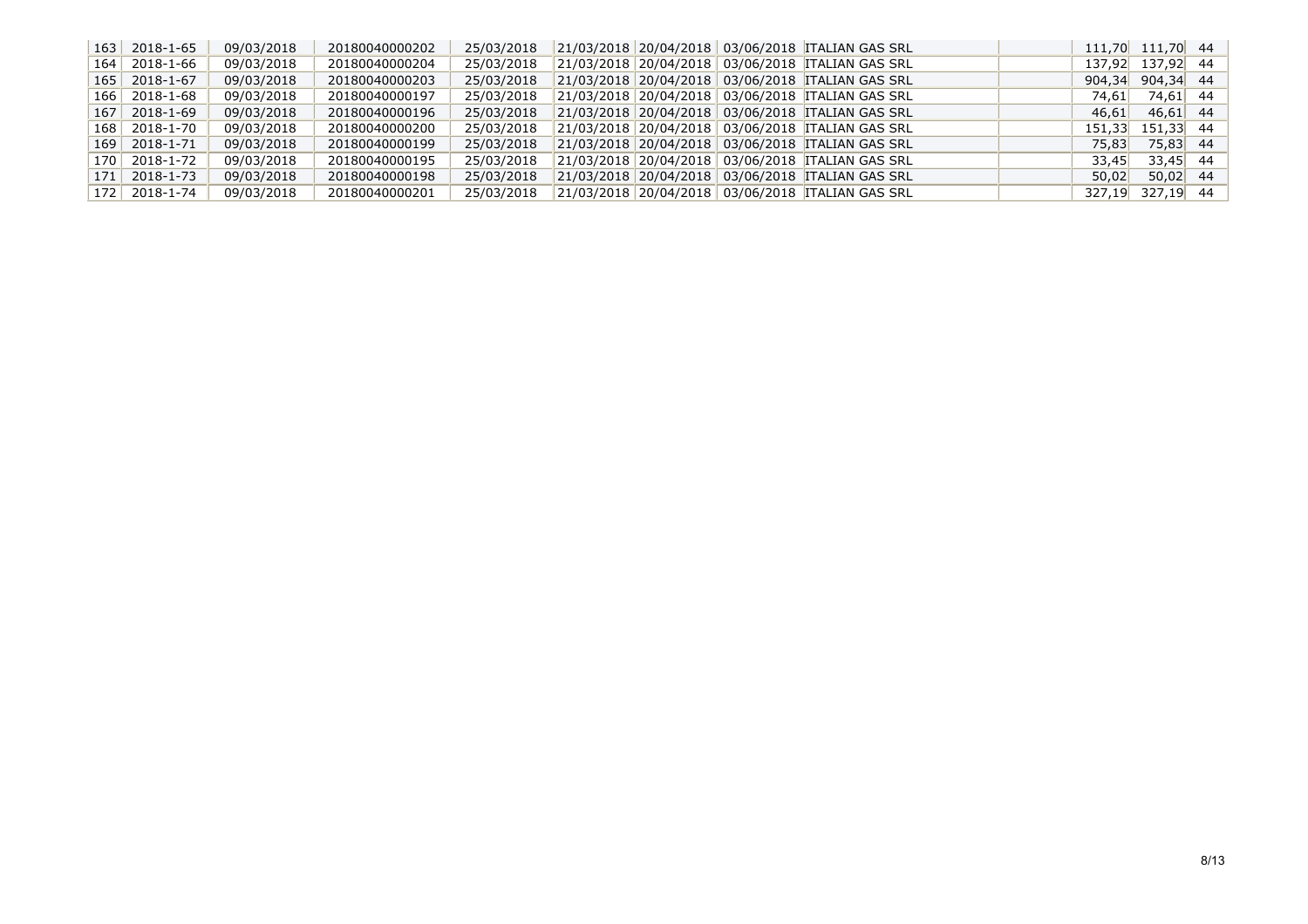| | | | | | | | | | | | | |
|---|---|---|---|---|---|---|---|---|---|---|---|---|
| 163 | 2018-1-65 | 09/03/2018 | 20180040000202 | 25/03/2018 | 21/03/2018 | 20/04/2018 | 03/06/2018 | ITALIAN GAS SRL | | 111,70 | 111,70 | 44 |
| 164 | 2018-1-66 | 09/03/2018 | 20180040000204 | 25/03/2018 | 21/03/2018 | 20/04/2018 | 03/06/2018 | ITALIAN GAS SRL | | 137,92 | 137,92 | 44 |
| 165 | 2018-1-67 | 09/03/2018 | 20180040000203 | 25/03/2018 | 21/03/2018 | 20/04/2018 | 03/06/2018 | ITALIAN GAS SRL | | 904,34 | 904,34 | 44 |
| 166 | 2018-1-68 | 09/03/2018 | 20180040000197 | 25/03/2018 | 21/03/2018 | 20/04/2018 | 03/06/2018 | ITALIAN GAS SRL | | 74,61 | 74,61 | 44 |
| 167 | 2018-1-69 | 09/03/2018 | 20180040000196 | 25/03/2018 | 21/03/2018 | 20/04/2018 | 03/06/2018 | ITALIAN GAS SRL | | 46,61 | 46,61 | 44 |
| 168 | 2018-1-70 | 09/03/2018 | 20180040000200 | 25/03/2018 | 21/03/2018 | 20/04/2018 | 03/06/2018 | ITALIAN GAS SRL | | 151,33 | 151,33 | 44 |
| 169 | 2018-1-71 | 09/03/2018 | 20180040000199 | 25/03/2018 | 21/03/2018 | 20/04/2018 | 03/06/2018 | ITALIAN GAS SRL | | 75,83 | 75,83 | 44 |
| 170 | 2018-1-72 | 09/03/2018 | 20180040000195 | 25/03/2018 | 21/03/2018 | 20/04/2018 | 03/06/2018 | ITALIAN GAS SRL | | 33,45 | 33,45 | 44 |
| 171 | 2018-1-73 | 09/03/2018 | 20180040000198 | 25/03/2018 | 21/03/2018 | 20/04/2018 | 03/06/2018 | ITALIAN GAS SRL | | 50,02 | 50,02 | 44 |
| 172 | 2018-1-74 | 09/03/2018 | 20180040000201 | 25/03/2018 | 21/03/2018 | 20/04/2018 | 03/06/2018 | ITALIAN GAS SRL | | 327,19 | 327,19 | 44 |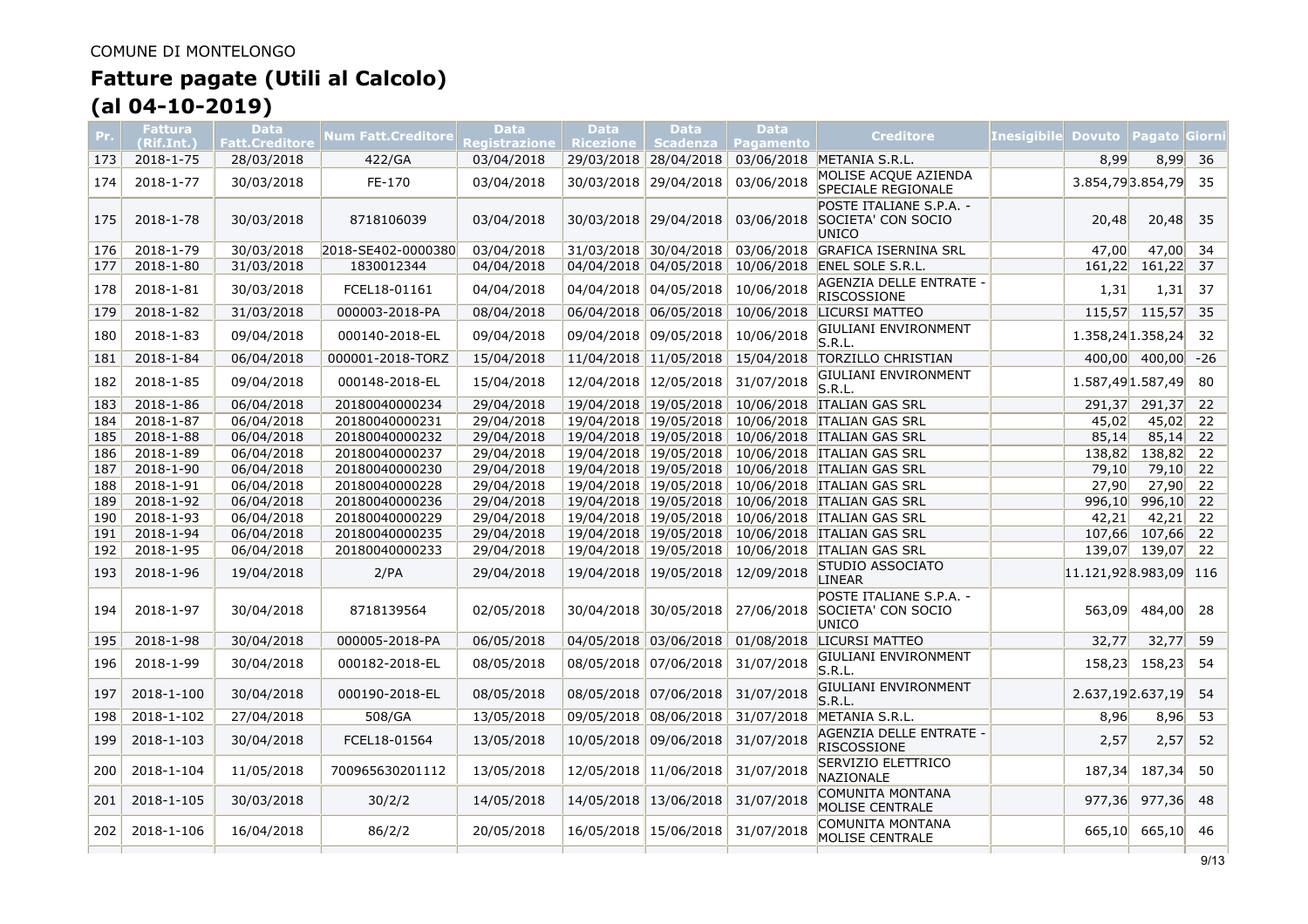COMUNE DI MONTELONGO

# Fatture pagate (Utili al Calcolo)

# (al 04-10-2019)

| Pr. | Fattura (Rif.Int.) | Data Fatt.Creditore | Num Fatt.Creditore | Data Registrazione | Data Ricezione | Data Scadenza | Data Pagamento | Creditore | Inesigibile | Dovuto | Pagato | Giorni |
|---|---|---|---|---|---|---|---|---|---|---|---|---|
| 173 | 2018-1-75 | 28/03/2018 | 422/GA | 03/04/2018 | 29/03/2018 | 28/04/2018 | 03/06/2018 | METANIA S.R.L. | | 8,99 | 8,99 | 36 |
| 174 | 2018-1-77 | 30/03/2018 | FE-170 | 03/04/2018 | 30/03/2018 | 29/04/2018 | 03/06/2018 | MOLISE ACQUE AZIENDA SPECIALE REGIONALE | | 3.854,79 | 3.854,79 | 35 |
| 175 | 2018-1-78 | 30/03/2018 | 8718106039 | 03/04/2018 | 30/03/2018 | 29/04/2018 | 03/06/2018 | POSTE ITALIANE S.P.A. - SOCIETA' CON SOCIO UNICO | | 20,48 | 20,48 | 35 |
| 176 | 2018-1-79 | 30/03/2018 | 2018-SE402-0000380 | 03/04/2018 | 31/03/2018 | 30/04/2018 | 03/06/2018 | GRAFICA ISERNINA SRL | | 47,00 | 47,00 | 34 |
| 177 | 2018-1-80 | 31/03/2018 | 1830012344 | 04/04/2018 | 04/04/2018 | 04/05/2018 | 10/06/2018 | ENEL SOLE S.R.L. | | 161,22 | 161,22 | 37 |
| 178 | 2018-1-81 | 30/03/2018 | FCEL18-01161 | 04/04/2018 | 04/04/2018 | 04/05/2018 | 10/06/2018 | AGENZIA DELLE ENTRATE - RISCOSSIONE | | 1,31 | 1,31 | 37 |
| 179 | 2018-1-82 | 31/03/2018 | 000003-2018-PA | 08/04/2018 | 06/04/2018 | 06/05/2018 | 10/06/2018 | LICURSI MATTEO | | 115,57 | 115,57 | 35 |
| 180 | 2018-1-83 | 09/04/2018 | 000140-2018-EL | 09/04/2018 | 09/04/2018 | 09/05/2018 | 10/06/2018 | GIULIANI ENVIRONMENT S.R.L. | | 1.358,24 | 1.358,24 | 32 |
| 181 | 2018-1-84 | 06/04/2018 | 000001-2018-TORZ | 15/04/2018 | 11/04/2018 | 11/05/2018 | 15/04/2018 | TORZILLO CHRISTIAN | | 400,00 | 400,00 | -26 |
| 182 | 2018-1-85 | 09/04/2018 | 000148-2018-EL | 15/04/2018 | 12/04/2018 | 12/05/2018 | 31/07/2018 | GIULIANI ENVIRONMENT S.R.L. | | 1.587,49 | 1.587,49 | 80 |
| 183 | 2018-1-86 | 06/04/2018 | 20180040000234 | 29/04/2018 | 19/04/2018 | 19/05/2018 | 10/06/2018 | ITALIAN GAS SRL | | 291,37 | 291,37 | 22 |
| 184 | 2018-1-87 | 06/04/2018 | 20180040000231 | 29/04/2018 | 19/04/2018 | 19/05/2018 | 10/06/2018 | ITALIAN GAS SRL | | 45,02 | 45,02 | 22 |
| 185 | 2018-1-88 | 06/04/2018 | 20180040000232 | 29/04/2018 | 19/04/2018 | 19/05/2018 | 10/06/2018 | ITALIAN GAS SRL | | 85,14 | 85,14 | 22 |
| 186 | 2018-1-89 | 06/04/2018 | 20180040000237 | 29/04/2018 | 19/04/2018 | 19/05/2018 | 10/06/2018 | ITALIAN GAS SRL | | 138,82 | 138,82 | 22 |
| 187 | 2018-1-90 | 06/04/2018 | 20180040000230 | 29/04/2018 | 19/04/2018 | 19/05/2018 | 10/06/2018 | ITALIAN GAS SRL | | 79,10 | 79,10 | 22 |
| 188 | 2018-1-91 | 06/04/2018 | 20180040000228 | 29/04/2018 | 19/04/2018 | 19/05/2018 | 10/06/2018 | ITALIAN GAS SRL | | 27,90 | 27,90 | 22 |
| 189 | 2018-1-92 | 06/04/2018 | 20180040000236 | 29/04/2018 | 19/04/2018 | 19/05/2018 | 10/06/2018 | ITALIAN GAS SRL | | 996,10 | 996,10 | 22 |
| 190 | 2018-1-93 | 06/04/2018 | 20180040000229 | 29/04/2018 | 19/04/2018 | 19/05/2018 | 10/06/2018 | ITALIAN GAS SRL | | 42,21 | 42,21 | 22 |
| 191 | 2018-1-94 | 06/04/2018 | 20180040000235 | 29/04/2018 | 19/04/2018 | 19/05/2018 | 10/06/2018 | ITALIAN GAS SRL | | 107,66 | 107,66 | 22 |
| 192 | 2018-1-95 | 06/04/2018 | 20180040000233 | 29/04/2018 | 19/04/2018 | 19/05/2018 | 10/06/2018 | ITALIAN GAS SRL | | 139,07 | 139,07 | 22 |
| 193 | 2018-1-96 | 19/04/2018 | 2/PA | 29/04/2018 | 19/04/2018 | 19/05/2018 | 12/09/2018 | STUDIO ASSOCIATO LINEAR | | 11.121,92 | 8.983,09 | 116 |
| 194 | 2018-1-97 | 30/04/2018 | 8718139564 | 02/05/2018 | 30/04/2018 | 30/05/2018 | 27/06/2018 | POSTE ITALIANE S.P.A. - SOCIETA' CON SOCIO UNICO | | 563,09 | 484,00 | 28 |
| 195 | 2018-1-98 | 30/04/2018 | 000005-2018-PA | 06/05/2018 | 04/05/2018 | 03/06/2018 | 01/08/2018 | LICURSI MATTEO | | 32,77 | 32,77 | 59 |
| 196 | 2018-1-99 | 30/04/2018 | 000182-2018-EL | 08/05/2018 | 08/05/2018 | 07/06/2018 | 31/07/2018 | GIULIANI ENVIRONMENT S.R.L. | | 158,23 | 158,23 | 54 |
| 197 | 2018-1-100 | 30/04/2018 | 000190-2018-EL | 08/05/2018 | 08/05/2018 | 07/06/2018 | 31/07/2018 | GIULIANI ENVIRONMENT S.R.L. | | 2.637,19 | 2.637,19 | 54 |
| 198 | 2018-1-102 | 27/04/2018 | 508/GA | 13/05/2018 | 09/05/2018 | 08/06/2018 | 31/07/2018 | METANIA S.R.L. | | 8,96 | 8,96 | 53 |
| 199 | 2018-1-103 | 30/04/2018 | FCEL18-01564 | 13/05/2018 | 10/05/2018 | 09/06/2018 | 31/07/2018 | AGENZIA DELLE ENTRATE - RISCOSSIONE | | 2,57 | 2,57 | 52 |
| 200 | 2018-1-104 | 11/05/2018 | 700965630201112 | 13/05/2018 | 12/05/2018 | 11/06/2018 | 31/07/2018 | SERVIZIO ELETTRICO NAZIONALE | | 187,34 | 187,34 | 50 |
| 201 | 2018-1-105 | 30/03/2018 | 30/2/2 | 14/05/2018 | 14/05/2018 | 13/06/2018 | 31/07/2018 | COMUNITA MONTANA MOLISE CENTRALE | | 977,36 | 977,36 | 48 |
| 202 | 2018-1-106 | 16/04/2018 | 86/2/2 | 20/05/2018 | 16/05/2018 | 15/06/2018 | 31/07/2018 | COMUNITA MONTANA MOLISE CENTRALE | | 665,10 | 665,10 | 46 |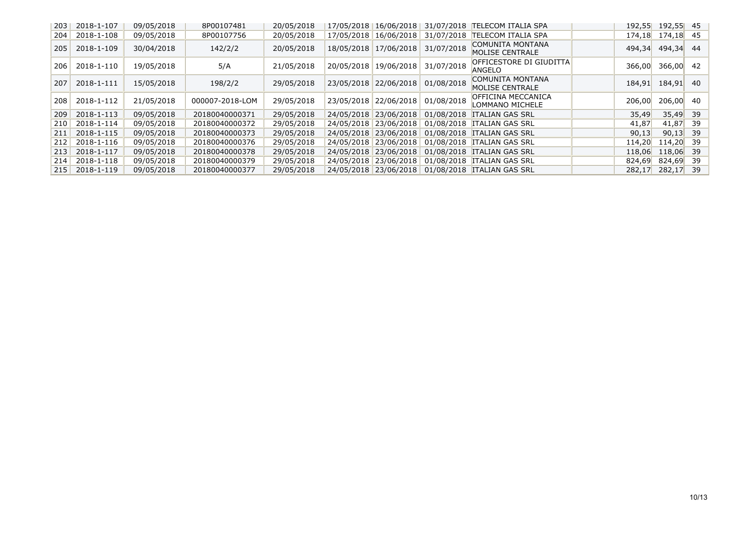| | | | | | | | | | | | | |
|---|---|---|---|---|---|---|---|---|---|---|---|---|
| 203 | 2018-1-107 | 09/05/2018 | 8P00107481 | 20/05/2018 | 17/05/2018 | 16/06/2018 | 31/07/2018 | TELECOM ITALIA SPA | | 192,55 | 192,55 | 45 |
| 204 | 2018-1-108 | 09/05/2018 | 8P00107756 | 20/05/2018 | 17/05/2018 | 16/06/2018 | 31/07/2018 | TELECOM ITALIA SPA | | 174,18 | 174,18 | 45 |
| 205 | 2018-1-109 | 30/04/2018 | 142/2/2 | 20/05/2018 | 18/05/2018 | 17/06/2018 | 31/07/2018 | COMUNITA MONTANA MOLISE CENTRALE | | 494,34 | 494,34 | 44 |
| 206 | 2018-1-110 | 19/05/2018 | 5/A | 21/05/2018 | 20/05/2018 | 19/06/2018 | 31/07/2018 | OFFICESTORE DI GIUDITTA ANGELO | | 366,00 | 366,00 | 42 |
| 207 | 2018-1-111 | 15/05/2018 | 198/2/2 | 29/05/2018 | 23/05/2018 | 22/06/2018 | 01/08/2018 | COMUNITA MONTANA MOLISE CENTRALE | | 184,91 | 184,91 | 40 |
| 208 | 2018-1-112 | 21/05/2018 | 000007-2018-LOM | 29/05/2018 | 23/05/2018 | 22/06/2018 | 01/08/2018 | OFFICINA MECCANICA LOMMANO MICHELE | | 206,00 | 206,00 | 40 |
| 209 | 2018-1-113 | 09/05/2018 | 20180040000371 | 29/05/2018 | 24/05/2018 | 23/06/2018 | 01/08/2018 | ITALIAN GAS SRL | | 35,49 | 35,49 | 39 |
| 210 | 2018-1-114 | 09/05/2018 | 20180040000372 | 29/05/2018 | 24/05/2018 | 23/06/2018 | 01/08/2018 | ITALIAN GAS SRL | | 41,87 | 41,87 | 39 |
| 211 | 2018-1-115 | 09/05/2018 | 20180040000373 | 29/05/2018 | 24/05/2018 | 23/06/2018 | 01/08/2018 | ITALIAN GAS SRL | | 90,13 | 90,13 | 39 |
| 212 | 2018-1-116 | 09/05/2018 | 20180040000376 | 29/05/2018 | 24/05/2018 | 23/06/2018 | 01/08/2018 | ITALIAN GAS SRL | | 114,20 | 114,20 | 39 |
| 213 | 2018-1-117 | 09/05/2018 | 20180040000378 | 29/05/2018 | 24/05/2018 | 23/06/2018 | 01/08/2018 | ITALIAN GAS SRL | | 118,06 | 118,06 | 39 |
| 214 | 2018-1-118 | 09/05/2018 | 20180040000379 | 29/05/2018 | 24/05/2018 | 23/06/2018 | 01/08/2018 | ITALIAN GAS SRL | | 824,69 | 824,69 | 39 |
| 215 | 2018-1-119 | 09/05/2018 | 20180040000377 | 29/05/2018 | 24/05/2018 | 23/06/2018 | 01/08/2018 | ITALIAN GAS SRL | | 282,17 | 282,17 | 39 |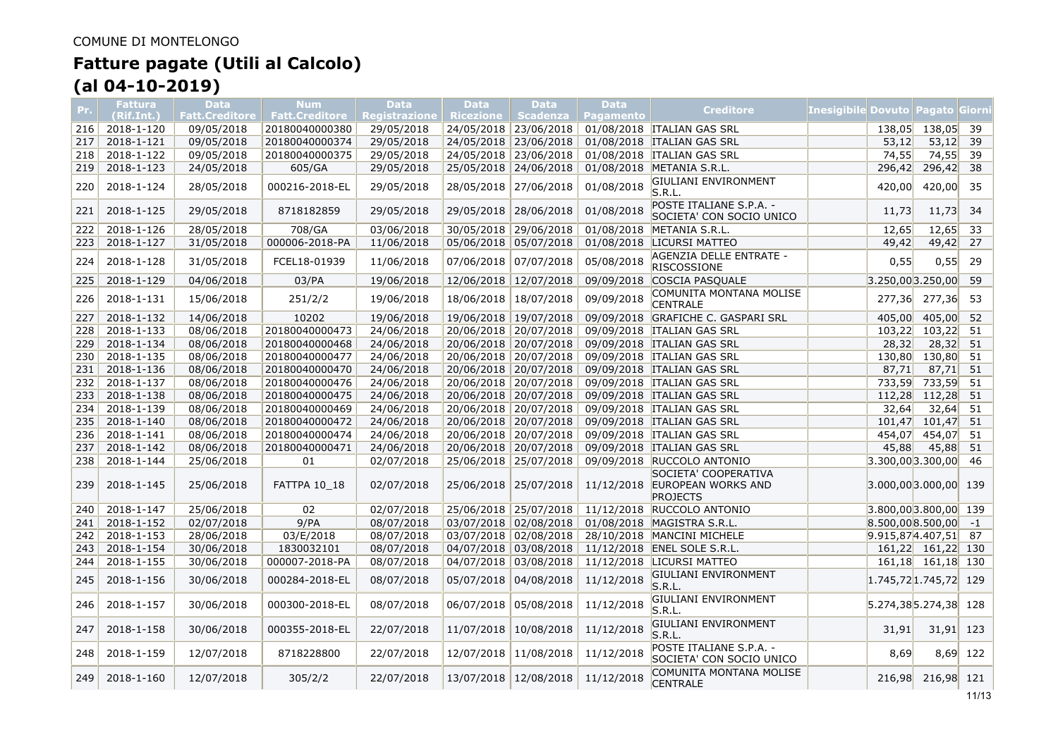COMUNE DI MONTELONGO

# Fatture pagate (Utili al Calcolo)
# (al 04-10-2019)

| Pr. | Fattura (Rif.Int.) | Data Fatt.Creditore | Num Fatt.Creditore | Data Registrazione | Data Ricezione | Data Scadenza | Data Pagamento | Creditore | Inesigibile | Dovuto | Pagato | Giorni |
|---|---|---|---|---|---|---|---|---|---|---|---|---|
| 216 | 2018-1-120 | 09/05/2018 | 20180040000380 | 29/05/2018 | 24/05/2018 | 23/06/2018 | 01/08/2018 | ITALIAN GAS SRL | | 138,05 | 138,05 | 39 |
| 217 | 2018-1-121 | 09/05/2018 | 20180040000374 | 29/05/2018 | 24/05/2018 | 23/06/2018 | 01/08/2018 | ITALIAN GAS SRL | | 53,12 | 53,12 | 39 |
| 218 | 2018-1-122 | 09/05/2018 | 20180040000375 | 29/05/2018 | 24/05/2018 | 23/06/2018 | 01/08/2018 | ITALIAN GAS SRL | | 74,55 | 74,55 | 39 |
| 219 | 2018-1-123 | 24/05/2018 | 605/GA | 29/05/2018 | 25/05/2018 | 24/06/2018 | 01/08/2018 | METANIA S.R.L. | | 296,42 | 296,42 | 38 |
| 220 | 2018-1-124 | 28/05/2018 | 000216-2018-EL | 29/05/2018 | 28/05/2018 | 27/06/2018 | 01/08/2018 | GIULIANI ENVIRONMENT S.R.L. | | 420,00 | 420,00 | 35 |
| 221 | 2018-1-125 | 29/05/2018 | 8718182859 | 29/05/2018 | 29/05/2018 | 28/06/2018 | 01/08/2018 | POSTE ITALIANE S.P.A. - SOCIETA' CON SOCIO UNICO | | 11,73 | 11,73 | 34 |
| 222 | 2018-1-126 | 28/05/2018 | 708/GA | 03/06/2018 | 30/05/2018 | 29/06/2018 | 01/08/2018 | METANIA S.R.L. | | 12,65 | 12,65 | 33 |
| 223 | 2018-1-127 | 31/05/2018 | 000006-2018-PA | 11/06/2018 | 05/06/2018 | 05/07/2018 | 01/08/2018 | LICURSI MATTEO | | 49,42 | 49,42 | 27 |
| 224 | 2018-1-128 | 31/05/2018 | FCEL18-01939 | 11/06/2018 | 07/06/2018 | 07/07/2018 | 05/08/2018 | AGENZIA DELLE ENTRATE - RISCOSSIONE | | 0,55 | 0,55 | 29 |
| 225 | 2018-1-129 | 04/06/2018 | 03/PA | 19/06/2018 | 12/06/2018 | 12/07/2018 | 09/09/2018 | COSCIA PASQUALE | | 3.250,00 | 3.250,00 | 59 |
| 226 | 2018-1-131 | 15/06/2018 | 251/2/2 | 19/06/2018 | 18/06/2018 | 18/07/2018 | 09/09/2018 | COMUNITA MONTANA MOLISE CENTRALE | | 277,36 | 277,36 | 53 |
| 227 | 2018-1-132 | 14/06/2018 | 10202 | 19/06/2018 | 19/06/2018 | 19/07/2018 | 09/09/2018 | GRAFICHE C. GASPARI SRL | | 405,00 | 405,00 | 52 |
| 228 | 2018-1-133 | 08/06/2018 | 20180040000473 | 24/06/2018 | 20/06/2018 | 20/07/2018 | 09/09/2018 | ITALIAN GAS SRL | | 103,22 | 103,22 | 51 |
| 229 | 2018-1-134 | 08/06/2018 | 20180040000468 | 24/06/2018 | 20/06/2018 | 20/07/2018 | 09/09/2018 | ITALIAN GAS SRL | | 28,32 | 28,32 | 51 |
| 230 | 2018-1-135 | 08/06/2018 | 20180040000477 | 24/06/2018 | 20/06/2018 | 20/07/2018 | 09/09/2018 | ITALIAN GAS SRL | | 130,80 | 130,80 | 51 |
| 231 | 2018-1-136 | 08/06/2018 | 20180040000470 | 24/06/2018 | 20/06/2018 | 20/07/2018 | 09/09/2018 | ITALIAN GAS SRL | | 87,71 | 87,71 | 51 |
| 232 | 2018-1-137 | 08/06/2018 | 20180040000476 | 24/06/2018 | 20/06/2018 | 20/07/2018 | 09/09/2018 | ITALIAN GAS SRL | | 733,59 | 733,59 | 51 |
| 233 | 2018-1-138 | 08/06/2018 | 20180040000475 | 24/06/2018 | 20/06/2018 | 20/07/2018 | 09/09/2018 | ITALIAN GAS SRL | | 112,28 | 112,28 | 51 |
| 234 | 2018-1-139 | 08/06/2018 | 20180040000469 | 24/06/2018 | 20/06/2018 | 20/07/2018 | 09/09/2018 | ITALIAN GAS SRL | | 32,64 | 32,64 | 51 |
| 235 | 2018-1-140 | 08/06/2018 | 20180040000472 | 24/06/2018 | 20/06/2018 | 20/07/2018 | 09/09/2018 | ITALIAN GAS SRL | | 101,47 | 101,47 | 51 |
| 236 | 2018-1-141 | 08/06/2018 | 20180040000474 | 24/06/2018 | 20/06/2018 | 20/07/2018 | 09/09/2018 | ITALIAN GAS SRL | | 454,07 | 454,07 | 51 |
| 237 | 2018-1-142 | 08/06/2018 | 20180040000471 | 24/06/2018 | 20/06/2018 | 20/07/2018 | 09/09/2018 | ITALIAN GAS SRL | | 45,88 | 45,88 | 51 |
| 238 | 2018-1-144 | 25/06/2018 | 01 | 02/07/2018 | 25/06/2018 | 25/07/2018 | 09/09/2018 | RUCCOLO ANTONIO | | 3.300,00 | 3.300,00 | 46 |
| 239 | 2018-1-145 | 25/06/2018 | FATTPA 10_18 | 02/07/2018 | 25/06/2018 | 25/07/2018 | 11/12/2018 | SOCIETA' COOPERATIVA EUROPEAN WORKS AND PROJECTS | | 3.000,00 | 3.000,00 | 139 |
| 240 | 2018-1-147 | 25/06/2018 | 02 | 02/07/2018 | 25/06/2018 | 25/07/2018 | 11/12/2018 | RUCCOLO ANTONIO | | 3.800,00 | 3.800,00 | 139 |
| 241 | 2018-1-152 | 02/07/2018 | 9/PA | 08/07/2018 | 03/07/2018 | 02/08/2018 | 01/08/2018 | MAGISTRA S.R.L. | | 8.500,00 | 8.500,00 | -1 |
| 242 | 2018-1-153 | 28/06/2018 | 03/E/2018 | 08/07/2018 | 03/07/2018 | 02/08/2018 | 28/10/2018 | MANCINI MICHELE | | 9.915,87 | 4.407,51 | 87 |
| 243 | 2018-1-154 | 30/06/2018 | 1830032101 | 08/07/2018 | 04/07/2018 | 03/08/2018 | 11/12/2018 | ENEL SOLE S.R.L. | | 161,22 | 161,22 | 130 |
| 244 | 2018-1-155 | 30/06/2018 | 000007-2018-PA | 08/07/2018 | 04/07/2018 | 03/08/2018 | 11/12/2018 | LICURSI MATTEO | | 161,18 | 161,18 | 130 |
| 245 | 2018-1-156 | 30/06/2018 | 000284-2018-EL | 08/07/2018 | 05/07/2018 | 04/08/2018 | 11/12/2018 | GIULIANI ENVIRONMENT S.R.L. | | 1.745,72 | 1.745,72 | 129 |
| 246 | 2018-1-157 | 30/06/2018 | 000300-2018-EL | 08/07/2018 | 06/07/2018 | 05/08/2018 | 11/12/2018 | GIULIANI ENVIRONMENT S.R.L. | | 5.274,38 | 5.274,38 | 128 |
| 247 | 2018-1-158 | 30/06/2018 | 000355-2018-EL | 22/07/2018 | 11/07/2018 | 10/08/2018 | 11/12/2018 | GIULIANI ENVIRONMENT S.R.L. | | 31,91 | 31,91 | 123 |
| 248 | 2018-1-159 | 12/07/2018 | 8718228800 | 22/07/2018 | 12/07/2018 | 11/08/2018 | 11/12/2018 | POSTE ITALIANE S.P.A. - SOCIETA' CON SOCIO UNICO | | 8,69 | 8,69 | 122 |
| 249 | 2018-1-160 | 12/07/2018 | 305/2/2 | 22/07/2018 | 13/07/2018 | 12/08/2018 | 11/12/2018 | COMUNITA MONTANA MOLISE CENTRALE | | 216,98 | 216,98 | 121 |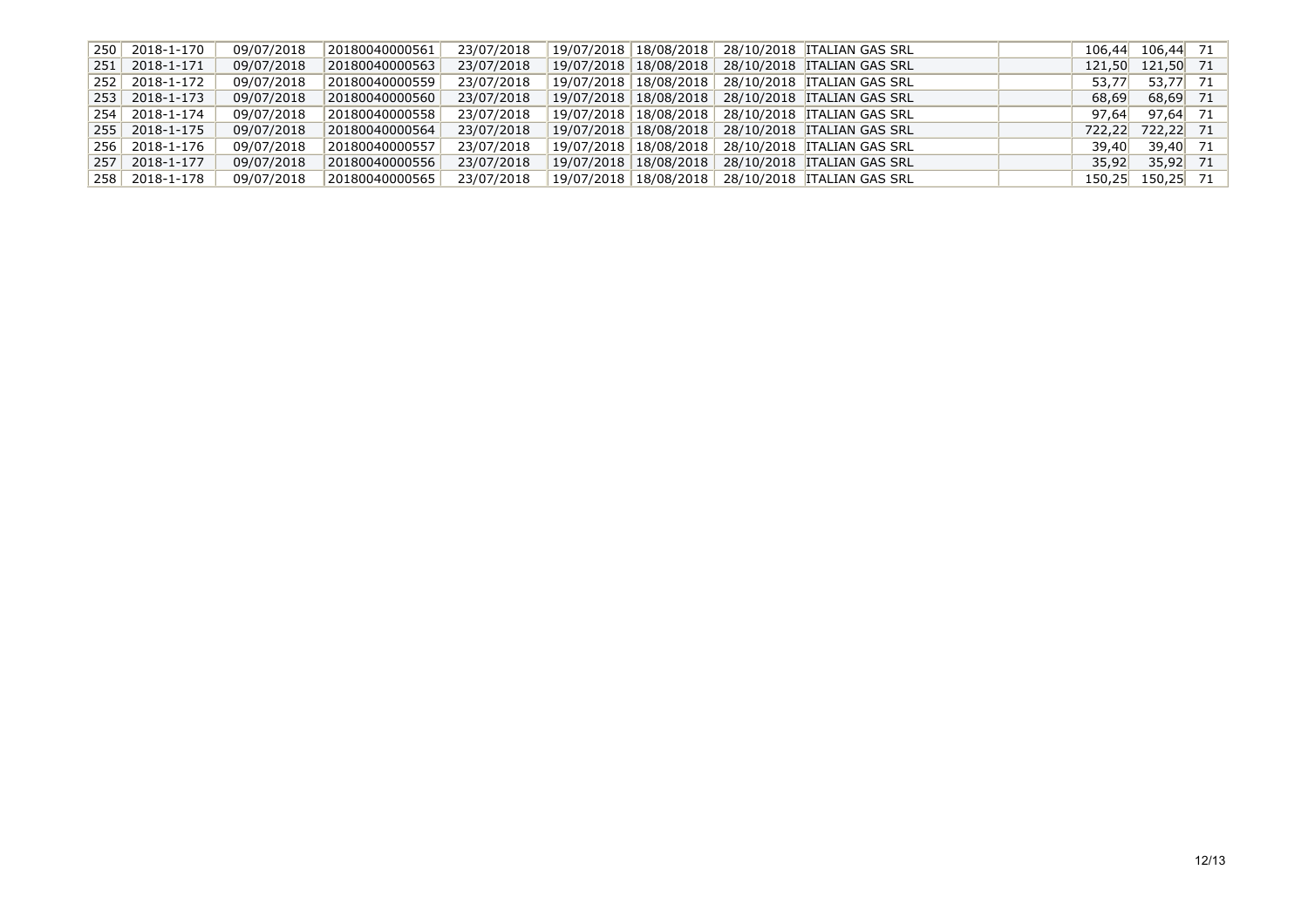| | | | | | | | | | | | | |
|---|---|---|---|---|---|---|---|---|---|---|---|---|
| 250 | 2018-1-170 | 09/07/2018 | 20180040000561 | 23/07/2018 | 19/07/2018 | 18/08/2018 | 28/10/2018 | ITALIAN GAS SRL | | 106,44 | 106,44 | 71 |
| 251 | 2018-1-171 | 09/07/2018 | 20180040000563 | 23/07/2018 | 19/07/2018 | 18/08/2018 | 28/10/2018 | ITALIAN GAS SRL | | 121,50 | 121,50 | 71 |
| 252 | 2018-1-172 | 09/07/2018 | 20180040000559 | 23/07/2018 | 19/07/2018 | 18/08/2018 | 28/10/2018 | ITALIAN GAS SRL | | 53,77 | 53,77 | 71 |
| 253 | 2018-1-173 | 09/07/2018 | 20180040000560 | 23/07/2018 | 19/07/2018 | 18/08/2018 | 28/10/2018 | ITALIAN GAS SRL | | 68,69 | 68,69 | 71 |
| 254 | 2018-1-174 | 09/07/2018 | 20180040000558 | 23/07/2018 | 19/07/2018 | 18/08/2018 | 28/10/2018 | ITALIAN GAS SRL | | 97,64 | 97,64 | 71 |
| 255 | 2018-1-175 | 09/07/2018 | 20180040000564 | 23/07/2018 | 19/07/2018 | 18/08/2018 | 28/10/2018 | ITALIAN GAS SRL | | 722,22 | 722,22 | 71 |
| 256 | 2018-1-176 | 09/07/2018 | 20180040000557 | 23/07/2018 | 19/07/2018 | 18/08/2018 | 28/10/2018 | ITALIAN GAS SRL | | 39,40 | 39,40 | 71 |
| 257 | 2018-1-177 | 09/07/2018 | 20180040000556 | 23/07/2018 | 19/07/2018 | 18/08/2018 | 28/10/2018 | ITALIAN GAS SRL | | 35,92 | 35,92 | 71 |
| 258 | 2018-1-178 | 09/07/2018 | 20180040000565 | 23/07/2018 | 19/07/2018 | 18/08/2018 | 28/10/2018 | ITALIAN GAS SRL | | 150,25 | 150,25 | 71 |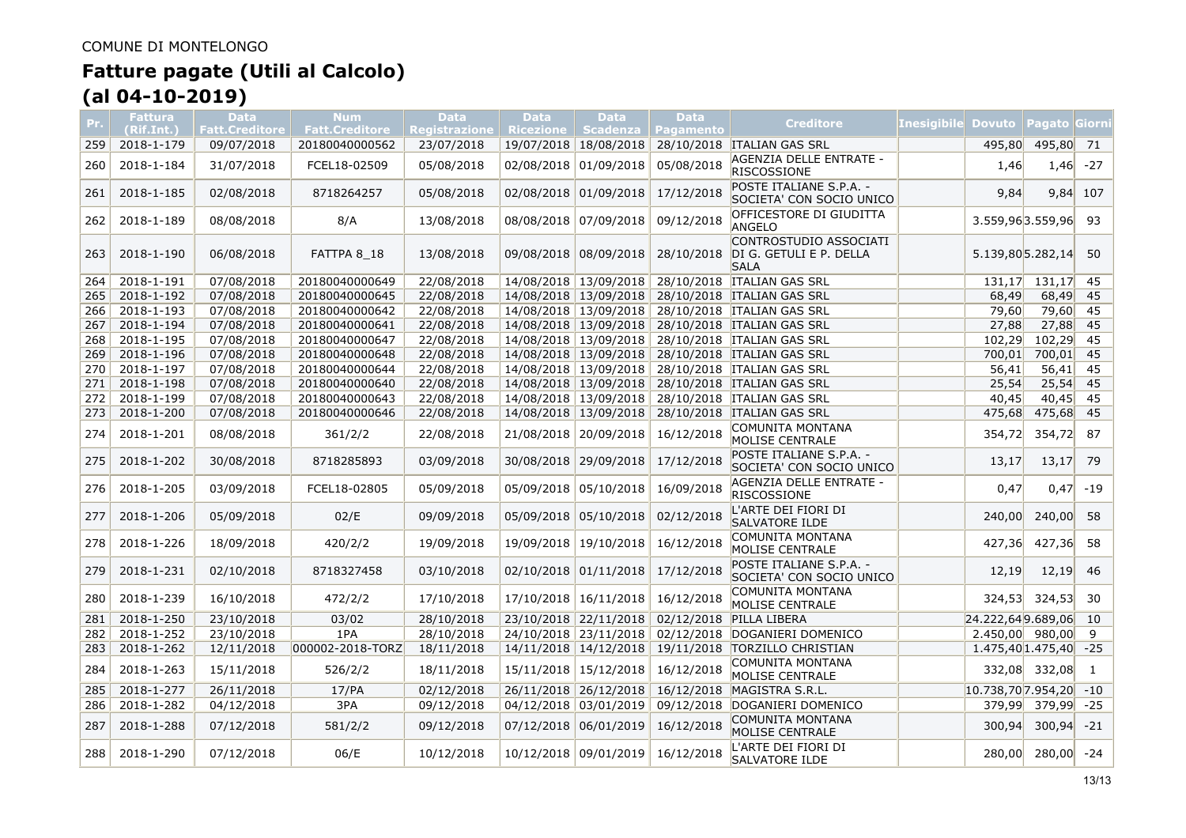COMUNE DI MONTELONGO

# Fatture pagate (Utili al Calcolo)
# (al 04-10-2019)

| Pr. | Fattura (Rif.Int.) | Data Fatt.Creditore | Num Fatt.Creditore | Data Registrazione | Data Ricezione | Data Scadenza | Data Pagamento | Creditore | Inesigibile | Dovuto | Pagato | Giorni |
|---|---|---|---|---|---|---|---|---|---|---|---|---|
| 259 | 2018-1-179 | 09/07/2018 | 20180040000562 | 23/07/2018 | 19/07/2018 | 18/08/2018 | 28/10/2018 | ITALIAN GAS SRL | | 495,80 | 495,80 | 71 |
| 260 | 2018-1-184 | 31/07/2018 | FCEL18-02509 | 05/08/2018 | 02/08/2018 | 01/09/2018 | 05/08/2018 | AGENZIA DELLE ENTRATE - RISCOSSIONE | | 1,46 | 1,46 | -27 |
| 261 | 2018-1-185 | 02/08/2018 | 8718264257 | 05/08/2018 | 02/08/2018 | 01/09/2018 | 17/12/2018 | POSTE ITALIANE S.P.A. - SOCIETA' CON SOCIO UNICO | | 9,84 | 9,84 | 107 |
| 262 | 2018-1-189 | 08/08/2018 | 8/A | 13/08/2018 | 08/08/2018 | 07/09/2018 | 09/12/2018 | OFFICESTORE DI GIUDITTA ANGELO | | 3.559,96 | 3.559,96 | 93 |
| 263 | 2018-1-190 | 06/08/2018 | FATTPA 8_18 | 13/08/2018 | 09/08/2018 | 08/09/2018 | 28/10/2018 | CONTROSTUDIO ASSOCIATI DI G. GETULI E P. DELLA SALA | | 5.139,80 | 5.282,14 | 50 |
| 264 | 2018-1-191 | 07/08/2018 | 20180040000649 | 22/08/2018 | 14/08/2018 | 13/09/2018 | 28/10/2018 | ITALIAN GAS SRL | | 131,17 | 131,17 | 45 |
| 265 | 2018-1-192 | 07/08/2018 | 20180040000645 | 22/08/2018 | 14/08/2018 | 13/09/2018 | 28/10/2018 | ITALIAN GAS SRL | | 68,49 | 68,49 | 45 |
| 266 | 2018-1-193 | 07/08/2018 | 20180040000642 | 22/08/2018 | 14/08/2018 | 13/09/2018 | 28/10/2018 | ITALIAN GAS SRL | | 79,60 | 79,60 | 45 |
| 267 | 2018-1-194 | 07/08/2018 | 20180040000641 | 22/08/2018 | 14/08/2018 | 13/09/2018 | 28/10/2018 | ITALIAN GAS SRL | | 27,88 | 27,88 | 45 |
| 268 | 2018-1-195 | 07/08/2018 | 20180040000647 | 22/08/2018 | 14/08/2018 | 13/09/2018 | 28/10/2018 | ITALIAN GAS SRL | | 102,29 | 102,29 | 45 |
| 269 | 2018-1-196 | 07/08/2018 | 20180040000648 | 22/08/2018 | 14/08/2018 | 13/09/2018 | 28/10/2018 | ITALIAN GAS SRL | | 700,01 | 700,01 | 45 |
| 270 | 2018-1-197 | 07/08/2018 | 20180040000644 | 22/08/2018 | 14/08/2018 | 13/09/2018 | 28/10/2018 | ITALIAN GAS SRL | | 56,41 | 56,41 | 45 |
| 271 | 2018-1-198 | 07/08/2018 | 20180040000640 | 22/08/2018 | 14/08/2018 | 13/09/2018 | 28/10/2018 | ITALIAN GAS SRL | | 25,54 | 25,54 | 45 |
| 272 | 2018-1-199 | 07/08/2018 | 20180040000643 | 22/08/2018 | 14/08/2018 | 13/09/2018 | 28/10/2018 | ITALIAN GAS SRL | | 40,45 | 40,45 | 45 |
| 273 | 2018-1-200 | 07/08/2018 | 20180040000646 | 22/08/2018 | 14/08/2018 | 13/09/2018 | 28/10/2018 | ITALIAN GAS SRL | | 475,68 | 475,68 | 45 |
| 274 | 2018-1-201 | 08/08/2018 | 361/2/2 | 22/08/2018 | 21/08/2018 | 20/09/2018 | 16/12/2018 | COMUNITA MONTANA MOLISE CENTRALE | | 354,72 | 354,72 | 87 |
| 275 | 2018-1-202 | 30/08/2018 | 8718285893 | 03/09/2018 | 30/08/2018 | 29/09/2018 | 17/12/2018 | POSTE ITALIANE S.P.A. - SOCIETA' CON SOCIO UNICO | | 13,17 | 13,17 | 79 |
| 276 | 2018-1-205 | 03/09/2018 | FCEL18-02805 | 05/09/2018 | 05/09/2018 | 05/10/2018 | 16/09/2018 | AGENZIA DELLE ENTRATE - RISCOSSIONE | | 0,47 | 0,47 | -19 |
| 277 | 2018-1-206 | 05/09/2018 | 02/E | 09/09/2018 | 05/09/2018 | 05/10/2018 | 02/12/2018 | L'ARTE DEI FIORI DI SALVATORE ILDE | | 240,00 | 240,00 | 58 |
| 278 | 2018-1-226 | 18/09/2018 | 420/2/2 | 19/09/2018 | 19/09/2018 | 19/10/2018 | 16/12/2018 | COMUNITA MONTANA MOLISE CENTRALE | | 427,36 | 427,36 | 58 |
| 279 | 2018-1-231 | 02/10/2018 | 8718327458 | 03/10/2018 | 02/10/2018 | 01/11/2018 | 17/12/2018 | POSTE ITALIANE S.P.A. - SOCIETA' CON SOCIO UNICO | | 12,19 | 12,19 | 46 |
| 280 | 2018-1-239 | 16/10/2018 | 472/2/2 | 17/10/2018 | 17/10/2018 | 16/11/2018 | 16/12/2018 | COMUNITA MONTANA MOLISE CENTRALE | | 324,53 | 324,53 | 30 |
| 281 | 2018-1-250 | 23/10/2018 | 03/02 | 28/10/2018 | 23/10/2018 | 22/11/2018 | 02/12/2018 | PILLA LIBERA | | 24.222,64 | 9.689,06 | 10 |
| 282 | 2018-1-252 | 23/10/2018 | 1PA | 28/10/2018 | 24/10/2018 | 23/11/2018 | 02/12/2018 | DOGANIERI DOMENICO | | 2.450,00 | 980,00 | 9 |
| 283 | 2018-1-262 | 12/11/2018 | 000002-2018-TORZ | 18/11/2018 | 14/11/2018 | 14/12/2018 | 19/11/2018 | TORZILLO CHRISTIAN | | 1.475,40 | 1.475,40 | -25 |
| 284 | 2018-1-263 | 15/11/2018 | 526/2/2 | 18/11/2018 | 15/11/2018 | 15/12/2018 | 16/12/2018 | COMUNITA MONTANA MOLISE CENTRALE | | 332,08 | 332,08 | 1 |
| 285 | 2018-1-277 | 26/11/2018 | 17/PA | 02/12/2018 | 26/11/2018 | 26/12/2018 | 16/12/2018 | MAGISTRA S.R.L. | | 10.738,70 | 7.954,20 | -10 |
| 286 | 2018-1-282 | 04/12/2018 | 3PA | 09/12/2018 | 04/12/2018 | 03/01/2019 | 09/12/2018 | DOGANIERI DOMENICO | | 379,99 | 379,99 | -25 |
| 287 | 2018-1-288 | 07/12/2018 | 581/2/2 | 09/12/2018 | 07/12/2018 | 06/01/2019 | 16/12/2018 | COMUNITA MONTANA MOLISE CENTRALE | | 300,94 | 300,94 | -21 |
| 288 | 2018-1-290 | 07/12/2018 | 06/E | 10/12/2018 | 10/12/2018 | 09/01/2019 | 16/12/2018 | L'ARTE DEI FIORI DI SALVATORE ILDE | | 280,00 | 280,00 | -24 |